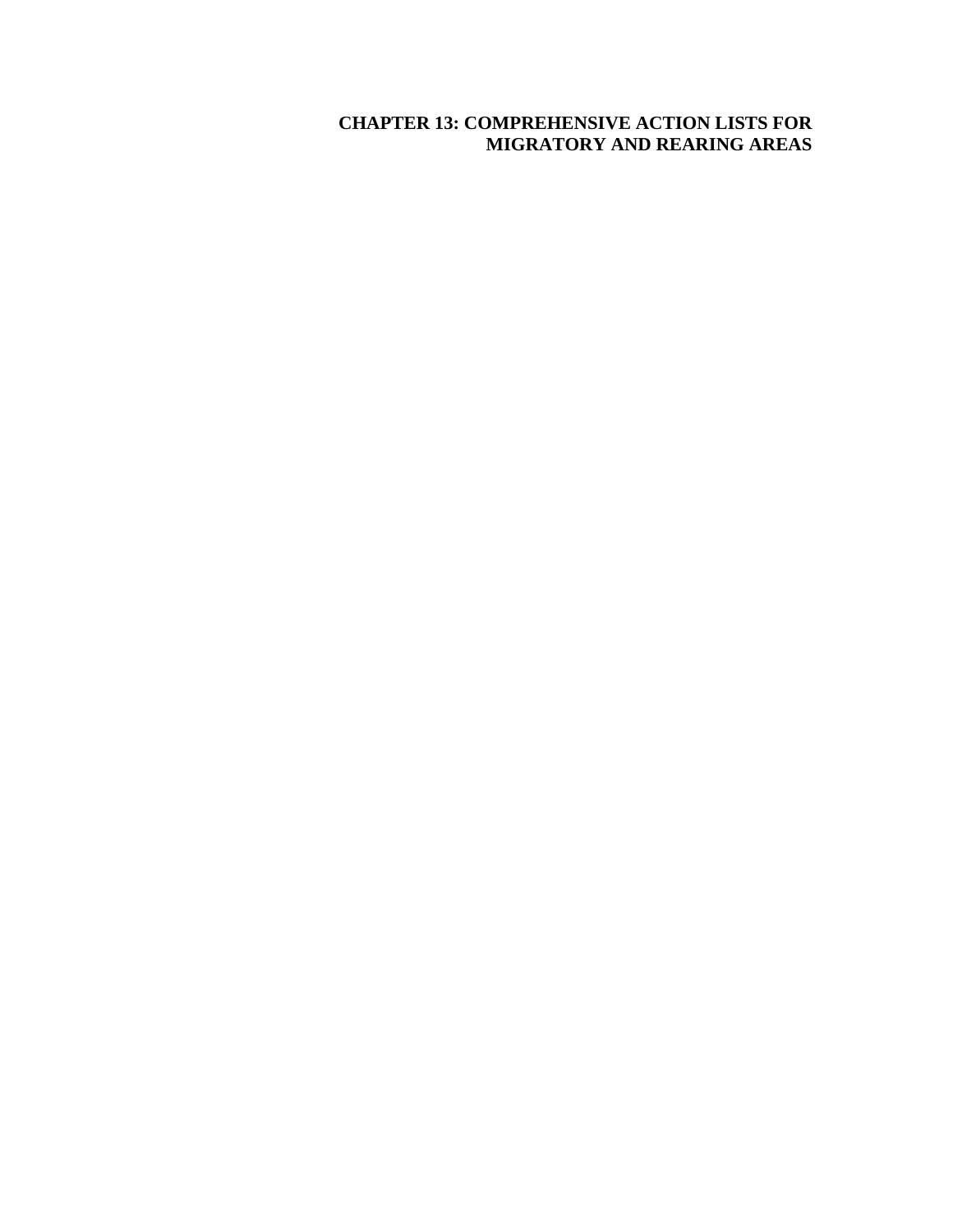# CHAPTER 13: COMPREHENSIVE ACTION LISTS FOR MIGRATORY AND REARING AREAS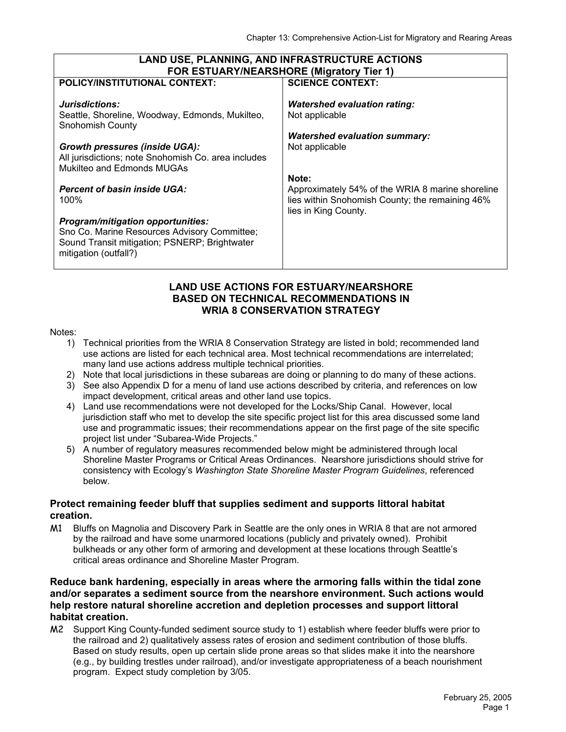| LAND USE, PLANNING, AND INFRASTRUCTURE ACTIONS FOR ESTUARY/NEARSHORE (Migratory Tier 1) | |
|---|---|
| **POLICY/INSTITUTIONAL CONTEXT:** | **SCIENCE CONTEXT:** |
| ***Jurisdictions:*** Seattle, Shoreline, Woodway, Edmonds, Mukilteo, Snohomish County<br><br>***Growth pressures (inside UGA):*** All jurisdictions; note Snohomish Co. area includes Mukilteo and Edmonds MUGAs<br><br>***Percent of basin inside UGA:*** 100%<br><br>***Program/mitigation opportunities:*** Sno Co. Marine Resources Advisory Committee; Sound Transit mitigation; PSNERP; Brightwater mitigation (outfall?) | ***Watershed evaluation rating:*** Not applicable<br><br>***Watershed evaluation summary:*** Not applicable<br><br>**Note:** Approximately 54% of the WRIA 8 marine shoreline lies within Snohomish County; the remaining 46% lies in King County. |

## LAND USE ACTIONS FOR ESTUARY/NEARSHORE BASED ON TECHNICAL RECOMMENDATIONS IN WRIA 8 CONSERVATION STRATEGY

Notes:

1) Technical priorities from the WRIA 8 Conservation Strategy are listed in bold; recommended land use actions are listed for each technical area. Most technical recommendations are interrelated; many land use actions address multiple technical priorities.
2) Note that local jurisdictions in these subareas are doing or planning to do many of these actions.
3) See also Appendix D for a menu of land use actions described by criteria, and references on low impact development, critical areas and other land use topics.
4) Land use recommendations were not developed for the Locks/Ship Canal. However, local jurisdiction staff who met to develop the site specific project list for this area discussed some land use and programmatic issues; their recommendations appear on the first page of the site specific project list under "Subarea-Wide Projects."
5) A number of regulatory measures recommended below might be administered through local Shoreline Master Programs or Critical Areas Ordinances. Nearshore jurisdictions should strive for consistency with Ecology's *Washington State Shoreline Master Program Guidelines*, referenced below.

### Protect remaining feeder bluff that supplies sediment and supports littoral habitat creation.

M1 Bluffs on Magnolia and Discovery Park in Seattle are the only ones in WRIA 8 that are not armored by the railroad and have some unarmored locations (publicly and privately owned). Prohibit bulkheads or any other form of armoring and development at these locations through Seattle's critical areas ordinance and Shoreline Master Program.

### Reduce bank hardening, especially in areas where the armoring falls within the tidal zone and/or separates a sediment source from the nearshore environment. Such actions would help restore natural shoreline accretion and depletion processes and support littoral habitat creation.

M2 Support King County-funded sediment source study to 1) establish where feeder bluffs were prior to the railroad and 2) qualitatively assess rates of erosion and sediment contribution of those bluffs. Based on study results, open up certain slide prone areas so that slides make it into the nearshore (e.g., by building trestles under railroad), and/or investigate appropriateness of a beach nourishment program. Expect study completion by 3/05.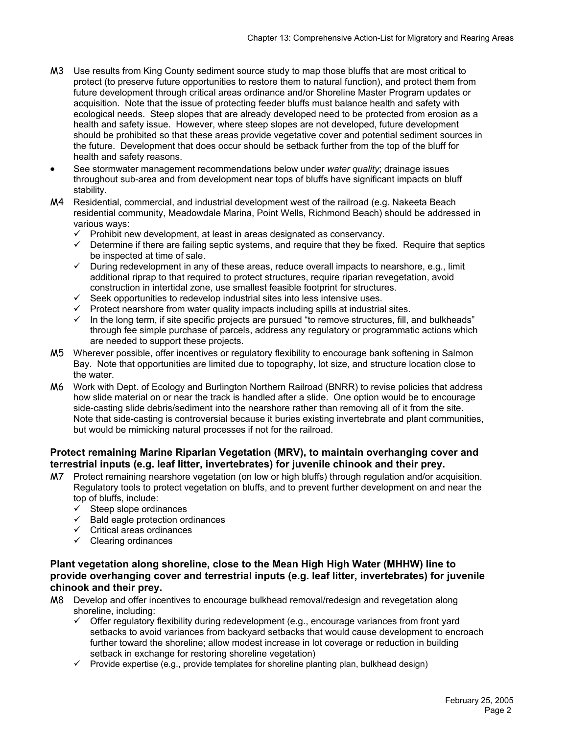M3 Use results from King County sediment source study to map those bluffs that are most critical to protect (to preserve future opportunities to restore them to natural function), and protect them from future development through critical areas ordinance and/or Shoreline Master Program updates or acquisition. Note that the issue of protecting feeder bluffs must balance health and safety with ecological needs. Steep slopes that are already developed need to be protected from erosion as a health and safety issue. However, where steep slopes are not developed, future development should be prohibited so that these areas provide vegetative cover and potential sediment sources in the future. Development that does occur should be setback further from the top of the bluff for health and safety reasons.

- See stormwater management recommendations below under *water quality*; drainage issues throughout sub-area and from development near tops of bluffs have significant impacts on bluff stability.

M4 Residential, commercial, and industrial development west of the railroad (e.g. Nakeeta Beach residential community, Meadowdale Marina, Point Wells, Richmond Beach) should be addressed in various ways:

- ✓ Prohibit new development, at least in areas designated as conservancy.
- ✓ Determine if there are failing septic systems, and require that they be fixed. Require that septics be inspected at time of sale.
- ✓ During redevelopment in any of these areas, reduce overall impacts to nearshore, e.g., limit additional riprap to that required to protect structures, require riparian revegetation, avoid construction in intertidal zone, use smallest feasible footprint for structures.
- ✓ Seek opportunities to redevelop industrial sites into less intensive uses.
- ✓ Protect nearshore from water quality impacts including spills at industrial sites.
- ✓ In the long term, if site specific projects are pursued "to remove structures, fill, and bulkheads" through fee simple purchase of parcels, address any regulatory or programmatic actions which are needed to support these projects.

M5 Wherever possible, offer incentives or regulatory flexibility to encourage bank softening in Salmon Bay. Note that opportunities are limited due to topography, lot size, and structure location close to the water.

M6 Work with Dept. of Ecology and Burlington Northern Railroad (BNRR) to revise policies that address how slide material on or near the track is handled after a slide. One option would be to encourage side-casting slide debris/sediment into the nearshore rather than removing all of it from the site. Note that side-casting is controversial because it buries existing invertebrate and plant communities, but would be mimicking natural processes if not for the railroad.

**Protect remaining Marine Riparian Vegetation (MRV), to maintain overhanging cover and terrestrial inputs (e.g. leaf litter, invertebrates) for juvenile chinook and their prey.**

M7 Protect remaining nearshore vegetation (on low or high bluffs) through regulation and/or acquisition. Regulatory tools to protect vegetation on bluffs, and to prevent further development on and near the top of bluffs, include:

- ✓ Steep slope ordinances
- ✓ Bald eagle protection ordinances
- ✓ Critical areas ordinances
- ✓ Clearing ordinances

**Plant vegetation along shoreline, close to the Mean High High Water (MHHW) line to provide overhanging cover and terrestrial inputs (e.g. leaf litter, invertebrates) for juvenile chinook and their prey.**

M8 Develop and offer incentives to encourage bulkhead removal/redesign and revegetation along shoreline, including:

- ✓ Offer regulatory flexibility during redevelopment (e.g., encourage variances from front yard setbacks to avoid variances from backyard setbacks that would cause development to encroach further toward the shoreline; allow modest increase in lot coverage or reduction in building setback in exchange for restoring shoreline vegetation)
- ✓ Provide expertise (e.g., provide templates for shoreline planting plan, bulkhead design)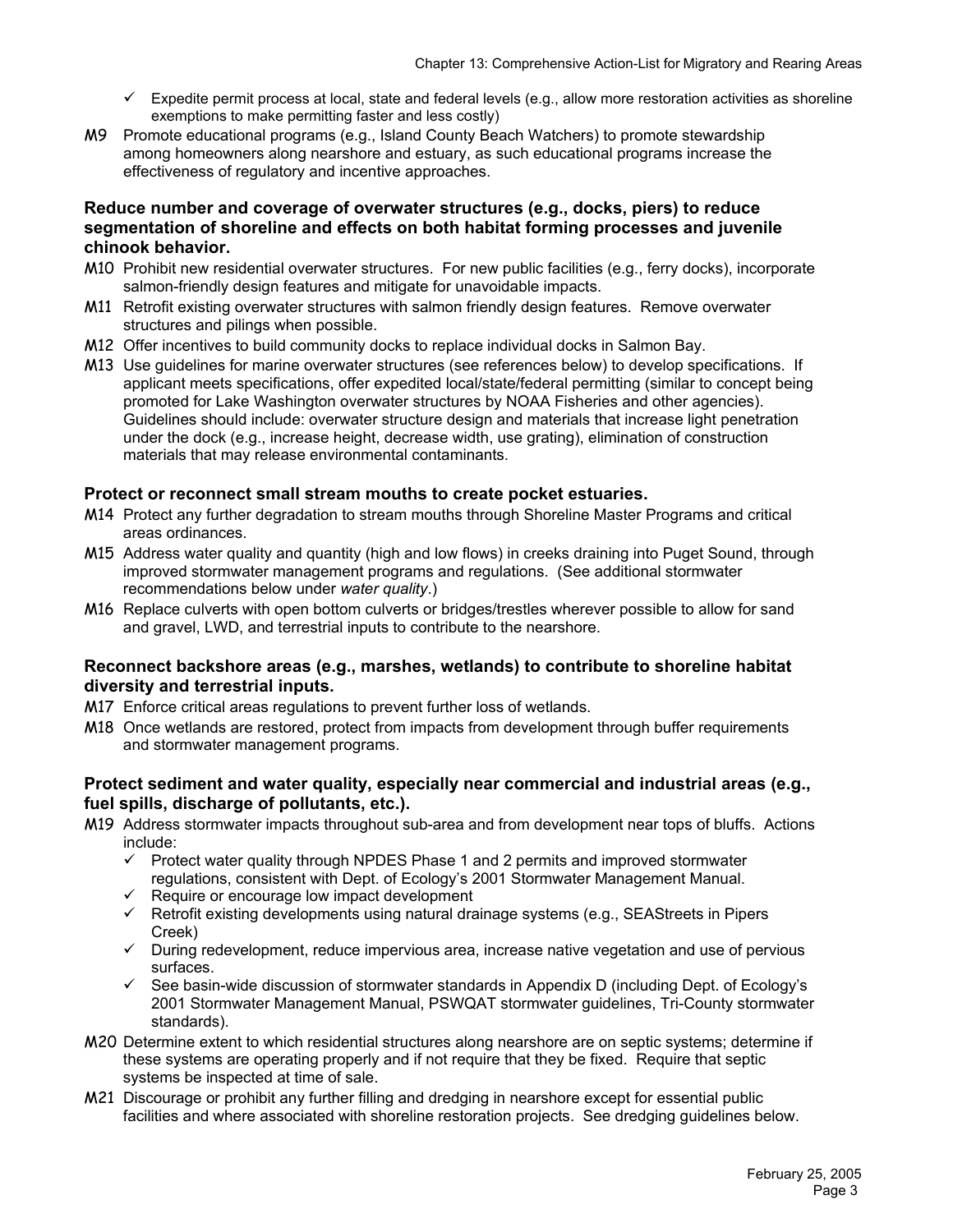- ✓ Expedite permit process at local, state and federal levels (e.g., allow more restoration activities as shoreline exemptions to make permitting faster and less costly)

M9 Promote educational programs (e.g., Island County Beach Watchers) to promote stewardship among homeowners along nearshore and estuary, as such educational programs increase the effectiveness of regulatory and incentive approaches.

**Reduce number and coverage of overwater structures (e.g., docks, piers) to reduce segmentation of shoreline and effects on both habitat forming processes and juvenile chinook behavior.**

M10 Prohibit new residential overwater structures. For new public facilities (e.g., ferry docks), incorporate salmon-friendly design features and mitigate for unavoidable impacts.

M11 Retrofit existing overwater structures with salmon friendly design features. Remove overwater structures and pilings when possible.

M12 Offer incentives to build community docks to replace individual docks in Salmon Bay.

M13 Use guidelines for marine overwater structures (see references below) to develop specifications. If applicant meets specifications, offer expedited local/state/federal permitting (similar to concept being promoted for Lake Washington overwater structures by NOAA Fisheries and other agencies). Guidelines should include: overwater structure design and materials that increase light penetration under the dock (e.g., increase height, decrease width, use grating), elimination of construction materials that may release environmental contaminants.

**Protect or reconnect small stream mouths to create pocket estuaries.**

M14 Protect any further degradation to stream mouths through Shoreline Master Programs and critical areas ordinances.

M15 Address water quality and quantity (high and low flows) in creeks draining into Puget Sound, through improved stormwater management programs and regulations. (See additional stormwater recommendations below under *water quality*.)

M16 Replace culverts with open bottom culverts or bridges/trestles wherever possible to allow for sand and gravel, LWD, and terrestrial inputs to contribute to the nearshore.

**Reconnect backshore areas (e.g., marshes, wetlands) to contribute to shoreline habitat diversity and terrestrial inputs.**

M17 Enforce critical areas regulations to prevent further loss of wetlands.

M18 Once wetlands are restored, protect from impacts from development through buffer requirements and stormwater management programs.

**Protect sediment and water quality, especially near commercial and industrial areas (e.g., fuel spills, discharge of pollutants, etc.).**

M19 Address stormwater impacts throughout sub-area and from development near tops of bluffs. Actions include:
- ✓ Protect water quality through NPDES Phase 1 and 2 permits and improved stormwater regulations, consistent with Dept. of Ecology's 2001 Stormwater Management Manual.
- ✓ Require or encourage low impact development
- ✓ Retrofit existing developments using natural drainage systems (e.g., SEAStreets in Pipers Creek)
- ✓ During redevelopment, reduce impervious area, increase native vegetation and use of pervious surfaces.
- ✓ See basin-wide discussion of stormwater standards in Appendix D (including Dept. of Ecology's 2001 Stormwater Management Manual, PSWQAT stormwater guidelines, Tri-County stormwater standards).

M20 Determine extent to which residential structures along nearshore are on septic systems; determine if these systems are operating properly and if not require that they be fixed. Require that septic systems be inspected at time of sale.

M21 Discourage or prohibit any further filling and dredging in nearshore except for essential public facilities and where associated with shoreline restoration projects. See dredging guidelines below.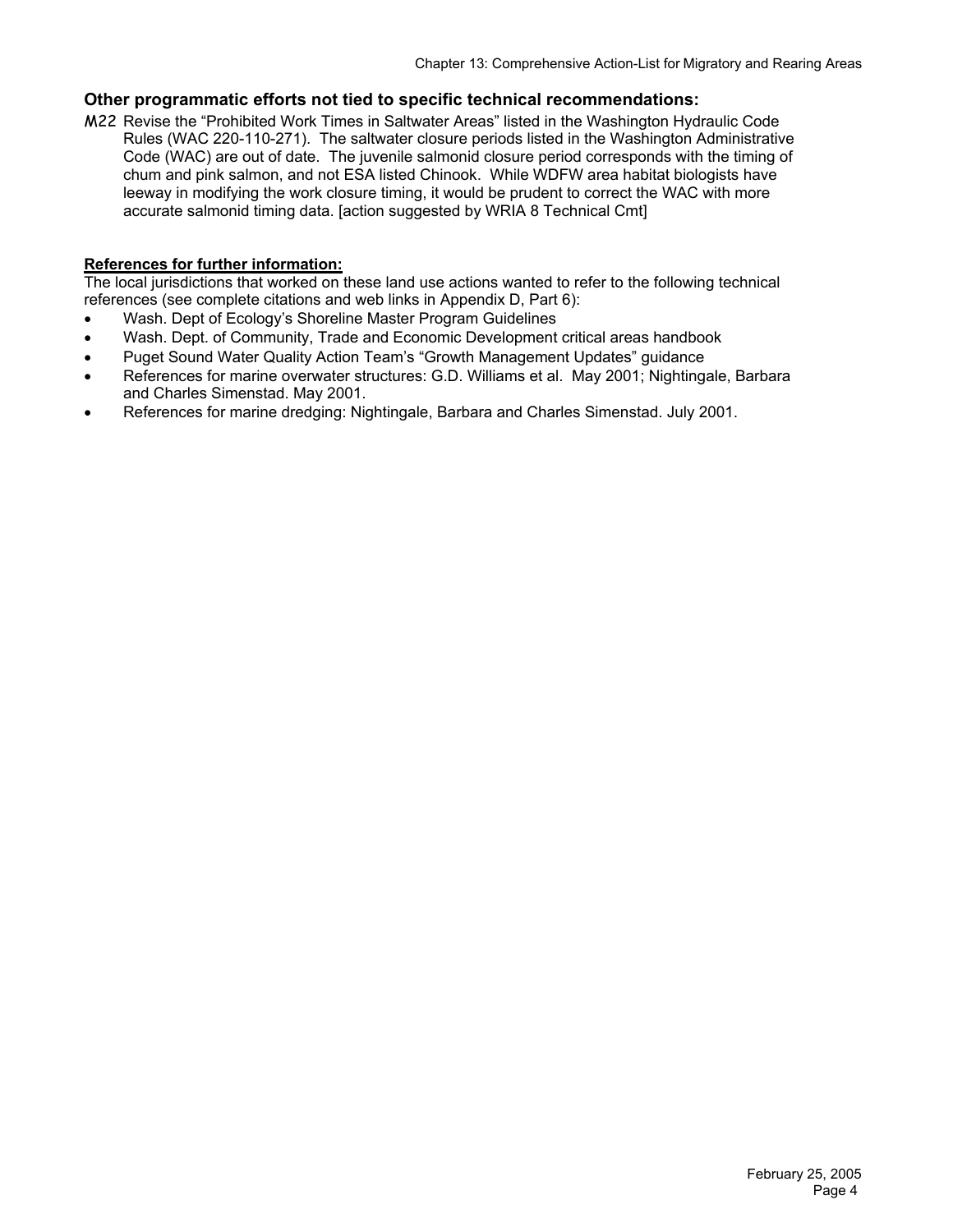### Other programmatic efforts not tied to specific technical recommendations:

**M22** Revise the "Prohibited Work Times in Saltwater Areas" listed in the Washington Hydraulic Code Rules (WAC 220-110-271). The saltwater closure periods listed in the Washington Administrative Code (WAC) are out of date. The juvenile salmonid closure period corresponds with the timing of chum and pink salmon, and not ESA listed Chinook. While WDFW area habitat biologists have leeway in modifying the work closure timing, it would be prudent to correct the WAC with more accurate salmonid timing data. [action suggested by WRIA 8 Technical Cmt]

**References for further information:**

The local jurisdictions that worked on these land use actions wanted to refer to the following technical references (see complete citations and web links in Appendix D, Part 6):

- Wash. Dept of Ecology's Shoreline Master Program Guidelines
- Wash. Dept. of Community, Trade and Economic Development critical areas handbook
- Puget Sound Water Quality Action Team's "Growth Management Updates" guidance
- References for marine overwater structures: G.D. Williams et al. May 2001; Nightingale, Barbara and Charles Simenstad. May 2001.
- References for marine dredging: Nightingale, Barbara and Charles Simenstad. July 2001.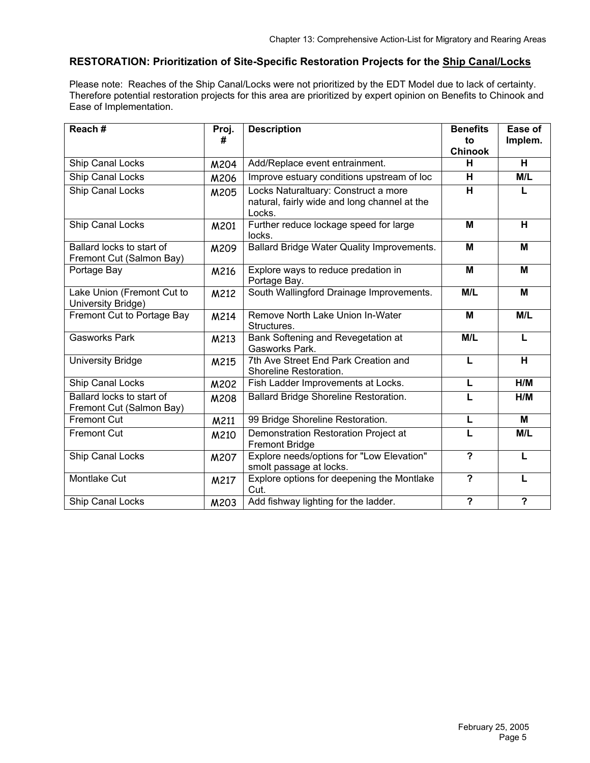## RESTORATION: Prioritization of Site-Specific Restoration Projects for the Ship Canal/Locks

Please note: Reaches of the Ship Canal/Locks were not prioritized by the EDT Model due to lack of certainty. Therefore potential restoration projects for this area are prioritized by expert opinion on Benefits to Chinook and Ease of Implementation.

| Reach # | Proj. # | Description | Benefits to Chinook | Ease of Implem. |
|---|---|---|---|---|
| Ship Canal Locks | M204 | Add/Replace event entrainment. | H | H |
| Ship Canal Locks | M206 | Improve estuary conditions upstream of loc | H | M/L |
| Ship Canal Locks | M205 | Locks Naturaltuary: Construct a more natural, fairly wide and long channel at the Locks. | H | L |
| Ship Canal Locks | M201 | Further reduce lockage speed for large locks. | M | H |
| Ballard locks to start of Fremont Cut (Salmon Bay) | M209 | Ballard Bridge Water Quality Improvements. | M | M |
| Portage Bay | M216 | Explore ways to reduce predation in Portage Bay. | M | M |
| Lake Union (Fremont Cut to University Bridge) | M212 | South Wallingford Drainage Improvements. | M/L | M |
| Fremont Cut to Portage Bay | M214 | Remove North Lake Union In-Water Structures. | M | M/L |
| Gasworks Park | M213 | Bank Softening and Revegetation at Gasworks Park. | M/L | L |
| University Bridge | M215 | 7th Ave Street End Park Creation and Shoreline Restoration. | L | H |
| Ship Canal Locks | M202 | Fish Ladder Improvements at Locks. | L | H/M |
| Ballard locks to start of Fremont Cut (Salmon Bay) | M208 | Ballard Bridge Shoreline Restoration. | L | H/M |
| Fremont Cut | M211 | 99 Bridge Shoreline Restoration. | L | M |
| Fremont Cut | M210 | Demonstration Restoration Project at Fremont Bridge | L | M/L |
| Ship Canal Locks | M207 | Explore needs/options for "Low Elevation" smolt passage at locks. | ? | L |
| Montlake Cut | M217 | Explore options for deepening the Montlake Cut. | ? | L |
| Ship Canal Locks | M203 | Add fishway lighting for the ladder. | ? | ? |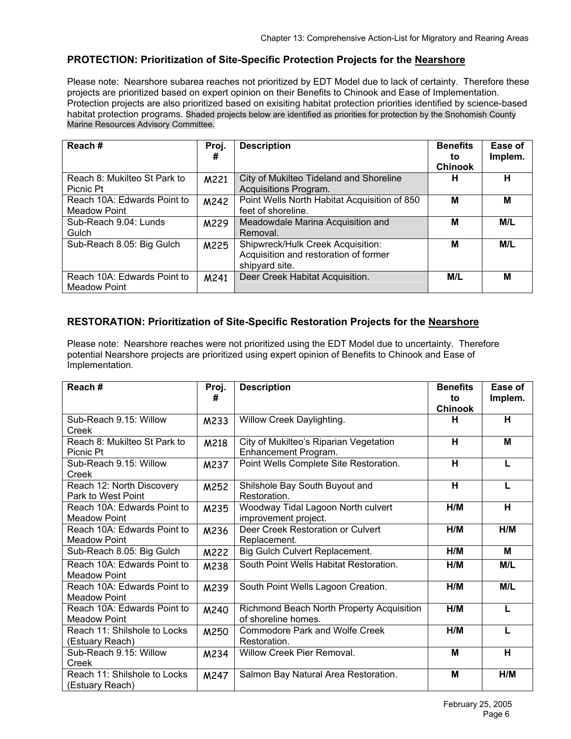## PROTECTION: Prioritization of Site-Specific Protection Projects for the Nearshore

Please note: Nearshore subarea reaches not prioritized by EDT Model due to lack of certainty. Therefore these projects are prioritized based on expert opinion on their Benefits to Chinook and Ease of Implementation. Protection projects are also prioritized based on exisiting habitat protection priorities identified by science-based habitat protection programs. Shaded projects below are identified as priorities for protection by the Snohomish County Marine Resources Advisory Committee.

| Reach # | Proj. # | Description | Benefits to Chinook | Ease of Implem. |
|---|---|---|---|---|
| Reach 8: Mukilteo St Park to Picnic Pt | M221 | City of Mukilteo Tideland and Shoreline Acquisitions Program. | H | H |
| Reach 10A: Edwards Point to Meadow Point | M242 | Point Wells North Habitat Acquisition of 850 feet of shoreline. | M | M |
| Sub-Reach 9.04: Lunds Gulch | M229 | Meadowdale Marina Acquisition and Removal. | M | M/L |
| Sub-Reach 8.05: Big Gulch | M225 | Shipwreck/Hulk Creek Acquisition: Acquisition and restoration of former shipyard site. | M | M/L |
| Reach 10A: Edwards Point to Meadow Point | M241 | Deer Creek Habitat Acquisition. | M/L | M |

## RESTORATION: Prioritization of Site-Specific Restoration Projects for the Nearshore

Please note: Nearshore reaches were not prioritized using the EDT Model due to uncertainty. Therefore potential Nearshore projects are prioritized using expert opinion of Benefits to Chinook and Ease of Implementation.

| Reach # | Proj. # | Description | Benefits to Chinook | Ease of Implem. |
|---|---|---|---|---|
| Sub-Reach 9.15: Willow Creek | M233 | Willow Creek Daylighting. | H | H |
| Reach 8: Mukilteo St Park to Picnic Pt | M218 | City of Mukilteo's Riparian Vegetation Enhancement Program. | H | M |
| Sub-Reach 9.15: Willow Creek | M237 | Point Wells Complete Site Restoration. | H | L |
| Reach 12: North Discovery Park to West Point | M252 | Shilshole Bay South Buyout and Restoration. | H | L |
| Reach 10A: Edwards Point to Meadow Point | M235 | Woodway Tidal Lagoon North culvert improvement project. | H/M | H |
| Reach 10A: Edwards Point to Meadow Point | M236 | Deer Creek Restoration or Culvert Replacement. | H/M | H/M |
| Sub-Reach 8.05: Big Gulch | M222 | Big Gulch Culvert Replacement. | H/M | M |
| Reach 10A: Edwards Point to Meadow Point | M238 | South Point Wells Habitat Restoration. | H/M | M/L |
| Reach 10A: Edwards Point to Meadow Point | M239 | South Point Wells Lagoon Creation. | H/M | M/L |
| Reach 10A: Edwards Point to Meadow Point | M240 | Richmond Beach North Property Acquisition of shoreline homes. | H/M | L |
| Reach 11: Shilshole to Locks (Estuary Reach) | M250 | Commodore Park and Wolfe Creek Restoration. | H/M | L |
| Sub-Reach 9.15: Willow Creek | M234 | Willow Creek Pier Removal. | M | H |
| Reach 11: Shilshole to Locks (Estuary Reach) | M247 | Salmon Bay Natural Area Restoration. | M | H/M |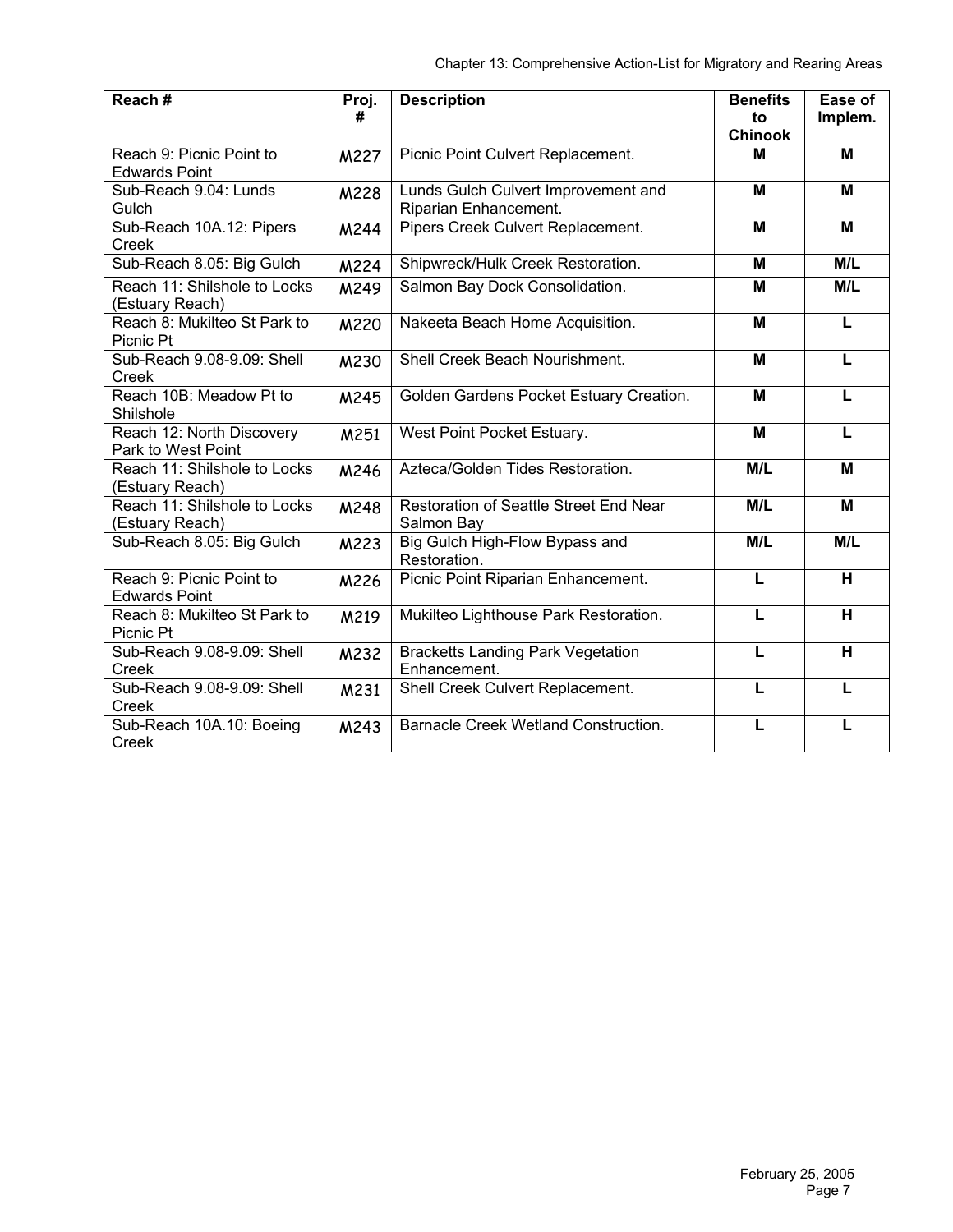| Reach # | Proj. # | Description | Benefits to Chinook | Ease of Implem. |
|---|---|---|---|---|
| Reach 9: Picnic Point to Edwards Point | M227 | Picnic Point Culvert Replacement. | M | M |
| Sub-Reach 9.04: Lunds Gulch | M228 | Lunds Gulch Culvert Improvement and Riparian Enhancement. | M | M |
| Sub-Reach 10A.12: Pipers Creek | M244 | Pipers Creek Culvert Replacement. | M | M |
| Sub-Reach 8.05: Big Gulch | M224 | Shipwreck/Hulk Creek Restoration. | M | M/L |
| Reach 11: Shilshole to Locks (Estuary Reach) | M249 | Salmon Bay Dock Consolidation. | M | M/L |
| Reach 8: Mukilteo St Park to Picnic Pt | M220 | Nakeeta Beach Home Acquisition. | M | L |
| Sub-Reach 9.08-9.09: Shell Creek | M230 | Shell Creek Beach Nourishment. | M | L |
| Reach 10B: Meadow Pt to Shilshole | M245 | Golden Gardens Pocket Estuary Creation. | M | L |
| Reach 12: North Discovery Park to West Point | M251 | West Point Pocket Estuary. | M | L |
| Reach 11: Shilshole to Locks (Estuary Reach) | M246 | Azteca/Golden Tides Restoration. | M/L | M |
| Reach 11: Shilshole to Locks (Estuary Reach) | M248 | Restoration of Seattle Street End Near Salmon Bay | M/L | M |
| Sub-Reach 8.05: Big Gulch | M223 | Big Gulch High-Flow Bypass and Restoration. | M/L | M/L |
| Reach 9: Picnic Point to Edwards Point | M226 | Picnic Point Riparian Enhancement. | L | H |
| Reach 8: Mukilteo St Park to Picnic Pt | M219 | Mukilteo Lighthouse Park Restoration. | L | H |
| Sub-Reach 9.08-9.09: Shell Creek | M232 | Bracketts Landing Park Vegetation Enhancement. | L | H |
| Sub-Reach 9.08-9.09: Shell Creek | M231 | Shell Creek Culvert Replacement. | L | L |
| Sub-Reach 10A.10: Boeing Creek | M243 | Barnacle Creek Wetland Construction. | L | L |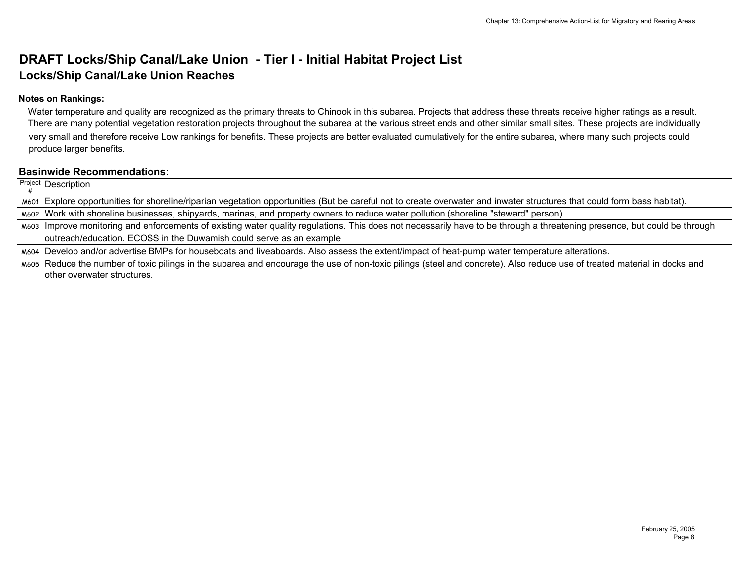# DRAFT Locks/Ship Canal/Lake Union - Tier I - Initial Habitat Project List

## Locks/Ship Canal/Lake Union Reaches

**Notes on Rankings:**

Water temperature and quality are recognized as the primary threats to Chinook in this subarea. Projects that address these threats receive higher ratings as a result. There are many potential vegetation restoration projects throughout the subarea at the various street ends and other similar small sites. These projects are individually very small and therefore receive Low rankings for benefits. These projects are better evaluated cumulatively for the entire subarea, where many such projects could produce larger benefits.

### Basinwide Recommendations:

| Project # | Description |
|---|---|
| M601 | Explore opportunities for shoreline/riparian vegetation opportunities (But be careful not to create overwater and inwater structures that could form bass habitat). |
| M602 | Work with shoreline businesses, shipyards, marinas, and property owners to reduce water pollution (shoreline "steward" person). |
| M603 | Improve monitoring and enforcements of existing water quality regulations. This does not necessarily have to be through a threatening presence, but could be through outreach/education. ECOSS in the Duwamish could serve as an example |
| M604 | Develop and/or advertise BMPs for houseboats and liveaboards. Also assess the extent/impact of heat-pump water temperature alterations. |
| M605 | Reduce the number of toxic pilings in the subarea and encourage the use of non-toxic pilings (steel and concrete). Also reduce use of treated material in docks and other overwater structures. |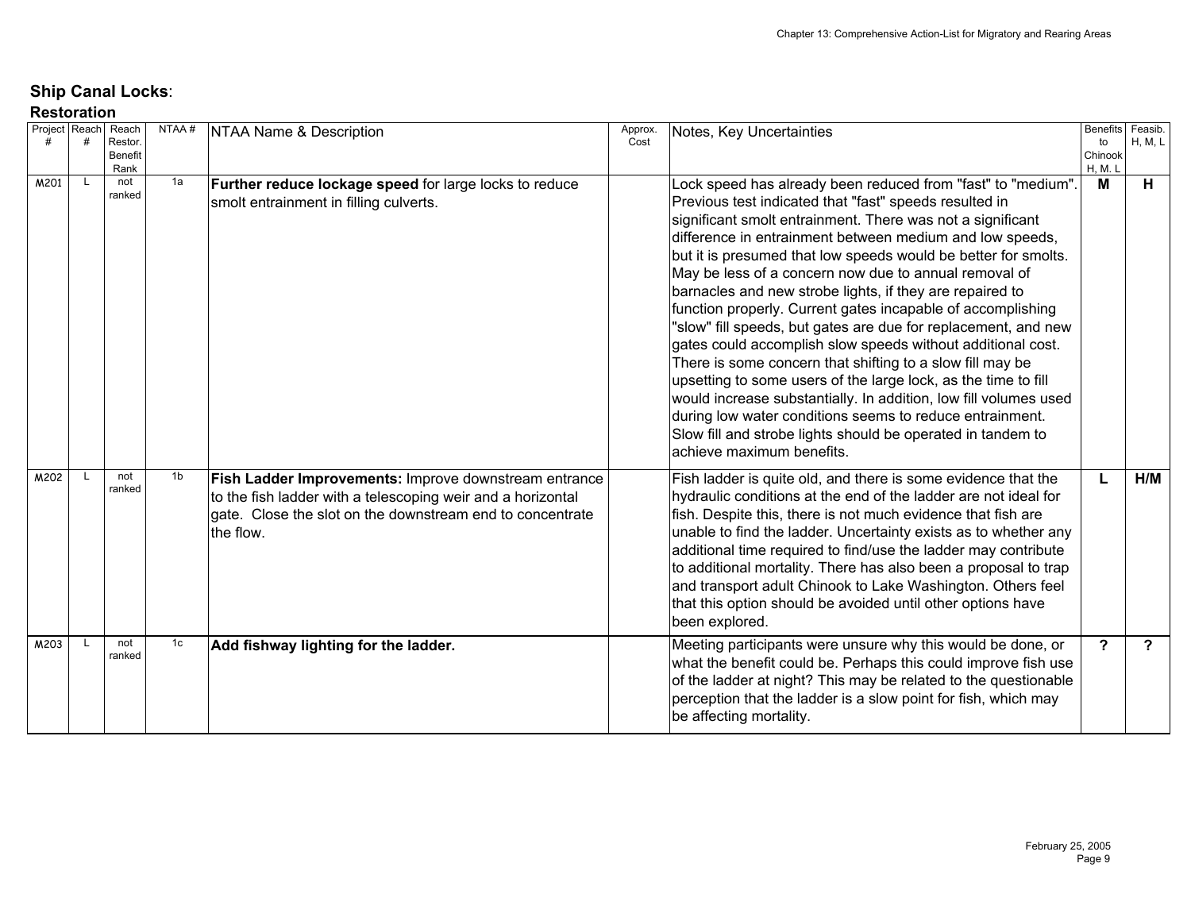## Ship Canal Locks:

### Restoration

| Project # | Reach # | Reach Restor. Benefit Rank | NTAA # | NTAA Name & Description | Approx. Cost | Notes, Key Uncertainties | Benefits to Chinook H, M, L | Feasib. H, M, L |
|---|---|---|---|---|---|---|---|---|
| M201 | L | not ranked | 1a | **Further reduce lockage speed** for large locks to reduce smolt entrainment in filling culverts. | | Lock speed has already been reduced from "fast" to "medium". Previous test indicated that "fast" speeds resulted in significant smolt entrainment. There was not a significant difference in entrainment between medium and low speeds, but it is presumed that low speeds would be better for smolts. May be less of a concern now due to annual removal of barnacles and new strobe lights, if they are repaired to function properly. Current gates incapable of accomplishing "slow" fill speeds, but gates are due for replacement, and new gates could accomplish slow speeds without additional cost. There is some concern that shifting to a slow fill may be upsetting to some users of the large lock, as the time to fill would increase substantially. In addition, low fill volumes used during low water conditions seems to reduce entrainment. Slow fill and strobe lights should be operated in tandem to achieve maximum benefits. | **M** | **H** |
| M202 | L | not ranked | 1b | **Fish Ladder Improvements:** Improve downstream entrance to the fish ladder with a telescoping weir and a horizontal gate. Close the slot on the downstream end to concentrate the flow. | | Fish ladder is quite old, and there is some evidence that the hydraulic conditions at the end of the ladder are not ideal for fish. Despite this, there is not much evidence that fish are unable to find the ladder. Uncertainty exists as to whether any additional time required to find/use the ladder may contribute to additional mortality. There has also been a proposal to trap and transport adult Chinook to Lake Washington. Others feel that this option should be avoided until other options have been explored. | **L** | **H/M** |
| M203 | L | not ranked | 1c | **Add fishway lighting for the ladder.** | | Meeting participants were unsure why this would be done, or what the benefit could be. Perhaps this could improve fish use of the ladder at night? This may be related to the questionable perception that the ladder is a slow point for fish, which may be affecting mortality. | **?** | **?** |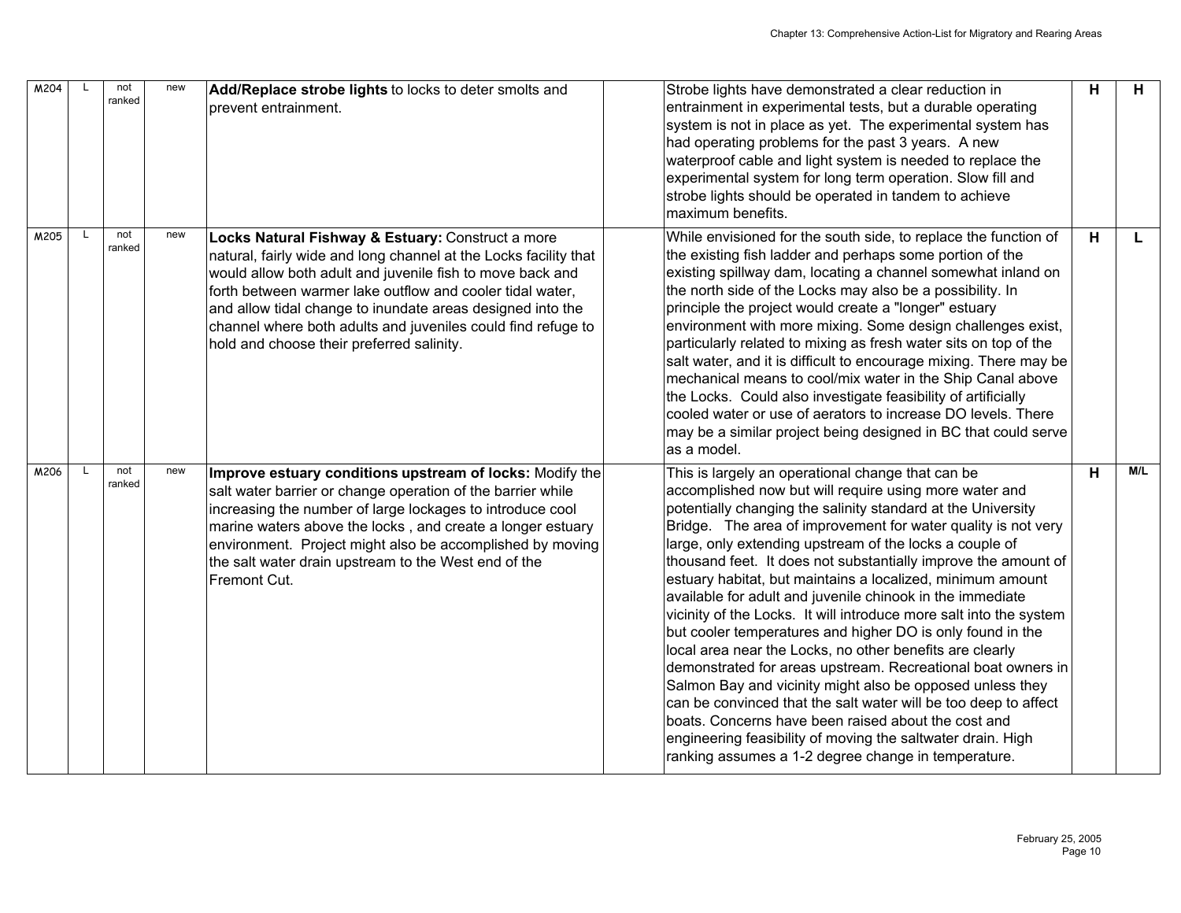| | | | | | | | | |
|---|---|---|---|---|---|---|---|---|
| M204 | L | not ranked | new | **Add/Replace strobe lights** to locks to deter smolts and prevent entrainment. | | Strobe lights have demonstrated a clear reduction in entrainment in experimental tests, but a durable operating system is not in place as yet. The experimental system has had operating problems for the past 3 years. A new waterproof cable and light system is needed to replace the experimental system for long term operation. Slow fill and strobe lights should be operated in tandem to achieve maximum benefits. | H | H |
| M205 | L | not ranked | new | **Locks Natural Fishway & Estuary:** Construct a more natural, fairly wide and long channel at the Locks facility that would allow both adult and juvenile fish to move back and forth between warmer lake outflow and cooler tidal water, and allow tidal change to inundate areas designed into the channel where both adults and juveniles could find refuge to hold and choose their preferred salinity. | | While envisioned for the south side, to replace the function of the existing fish ladder and perhaps some portion of the existing spillway dam, locating a channel somewhat inland on the north side of the Locks may also be a possibility. In principle the project would create a "longer" estuary environment with more mixing. Some design challenges exist, particularly related to mixing as fresh water sits on top of the salt water, and it is difficult to encourage mixing. There may be mechanical means to cool/mix water in the Ship Canal above the Locks. Could also investigate feasibility of artificially cooled water or use of aerators to increase DO levels. There may be a similar project being designed in BC that could serve as a model. | H | L |
| M206 | L | not ranked | new | **Improve estuary conditions upstream of locks:** Modify the salt water barrier or change operation of the barrier while increasing the number of large lockages to introduce cool marine waters above the locks , and create a longer estuary environment. Project might also be accomplished by moving the salt water drain upstream to the West end of the Fremont Cut. | | This is largely an operational change that can be accomplished now but will require using more water and potentially changing the salinity standard at the University Bridge. The area of improvement for water quality is not very large, only extending upstream of the locks a couple of thousand feet. It does not substantially improve the amount of estuary habitat, but maintains a localized, minimum amount available for adult and juvenile chinook in the immediate vicinity of the Locks. It will introduce more salt into the system but cooler temperatures and higher DO is only found in the local area near the Locks, no other benefits are clearly demonstrated for areas upstream. Recreational boat owners in Salmon Bay and vicinity might also be opposed unless they can be convinced that the salt water will be too deep to affect boats. Concerns have been raised about the cost and engineering feasibility of moving the saltwater drain. High ranking assumes a 1-2 degree change in temperature. | H | M/L |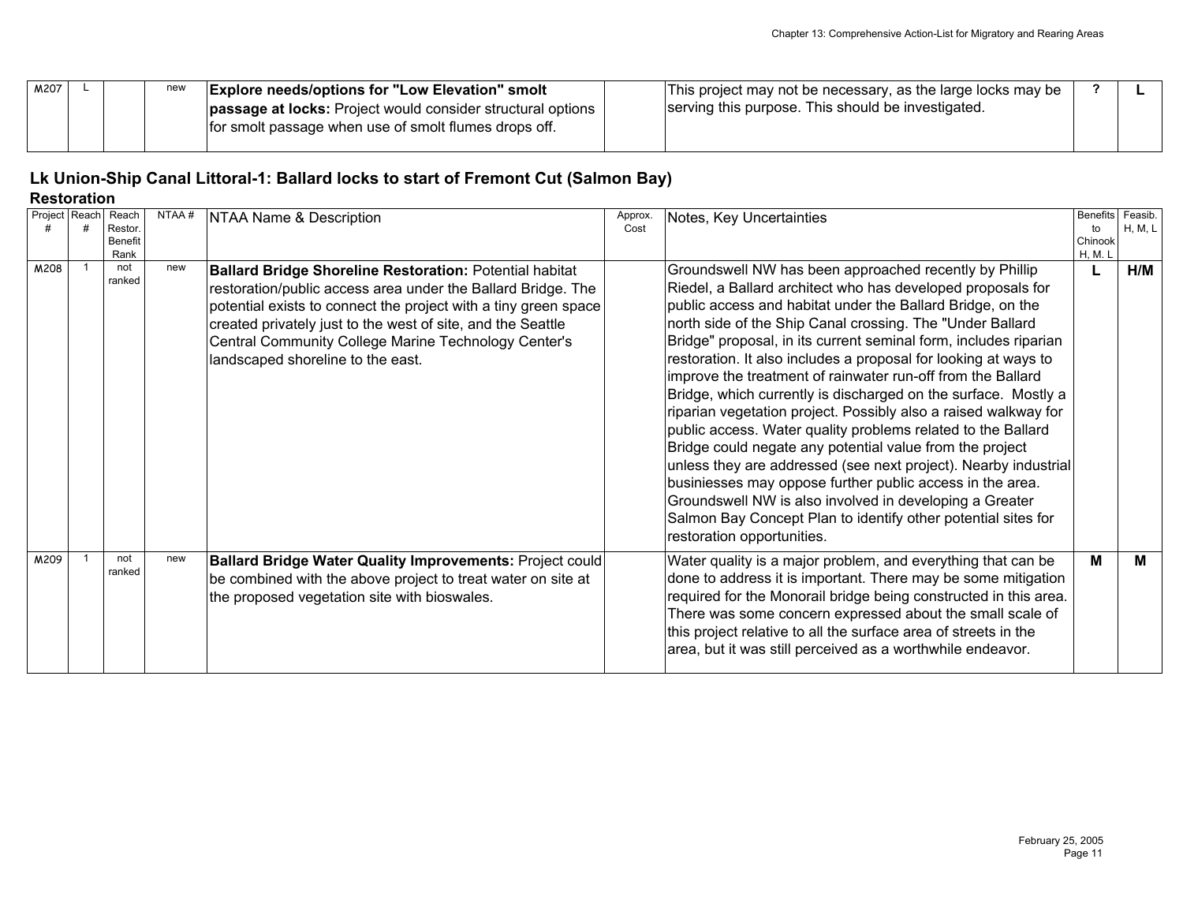| M207 | L | | new | **Explore needs/options for "Low Elevation" smolt passage at locks:** Project would consider structural options for smolt passage when use of smolt flumes drops off. | | This project may not be necessary, as the large locks may be serving this purpose. This should be investigated. | **?** | **L** |
|---|---|---|---|---|---|---|---|---|

## Lk Union-Ship Canal Littoral-1: Ballard locks to start of Fremont Cut (Salmon Bay)

### Restoration

| Project # | Reach # | Reach Restor. Benefit Rank | NTAA # | NTAA Name & Description | Approx. Cost | Notes, Key Uncertainties | Benefits to Chinook H, M, L | Feasib. H, M, L |
|---|---|---|---|---|---|---|---|---|
| M208 | 1 | not ranked | new | **Ballard Bridge Shoreline Restoration:** Potential habitat restoration/public access area under the Ballard Bridge. The potential exists to connect the project with a tiny green space created privately just to the west of site, and the Seattle Central Community College Marine Technology Center's landscaped shoreline to the east. | | Groundswell NW has been approached recently by Phillip Riedel, a Ballard architect who has developed proposals for public access and habitat under the Ballard Bridge, on the north side of the Ship Canal crossing. The "Under Ballard Bridge" proposal, in its current seminal form, includes riparian restoration. It also includes a proposal for looking at ways to improve the treatment of rainwater run-off from the Ballard Bridge, which currently is discharged on the surface. Mostly a riparian vegetation project. Possibly also a raised walkway for public access. Water quality problems related to the Ballard Bridge could negate any potential value from the project unless they are addressed (see next project). Nearby industrial businiesses may oppose further public access in the area. Groundswell NW is also involved in developing a Greater Salmon Bay Concept Plan to identify other potential sites for restoration opportunities. | **L** | **H/M** |
| M209 | 1 | not ranked | new | **Ballard Bridge Water Quality Improvements:** Project could be combined with the above project to treat water on site at the proposed vegetation site with bioswales. | | Water quality is a major problem, and everything that can be done to address it is important. There may be some mitigation required for the Monorail bridge being constructed in this area. There was some concern expressed about the small scale of this project relative to all the surface area of streets in the area, but it was still perceived as a worthwhile endeavor. | **M** | **M** |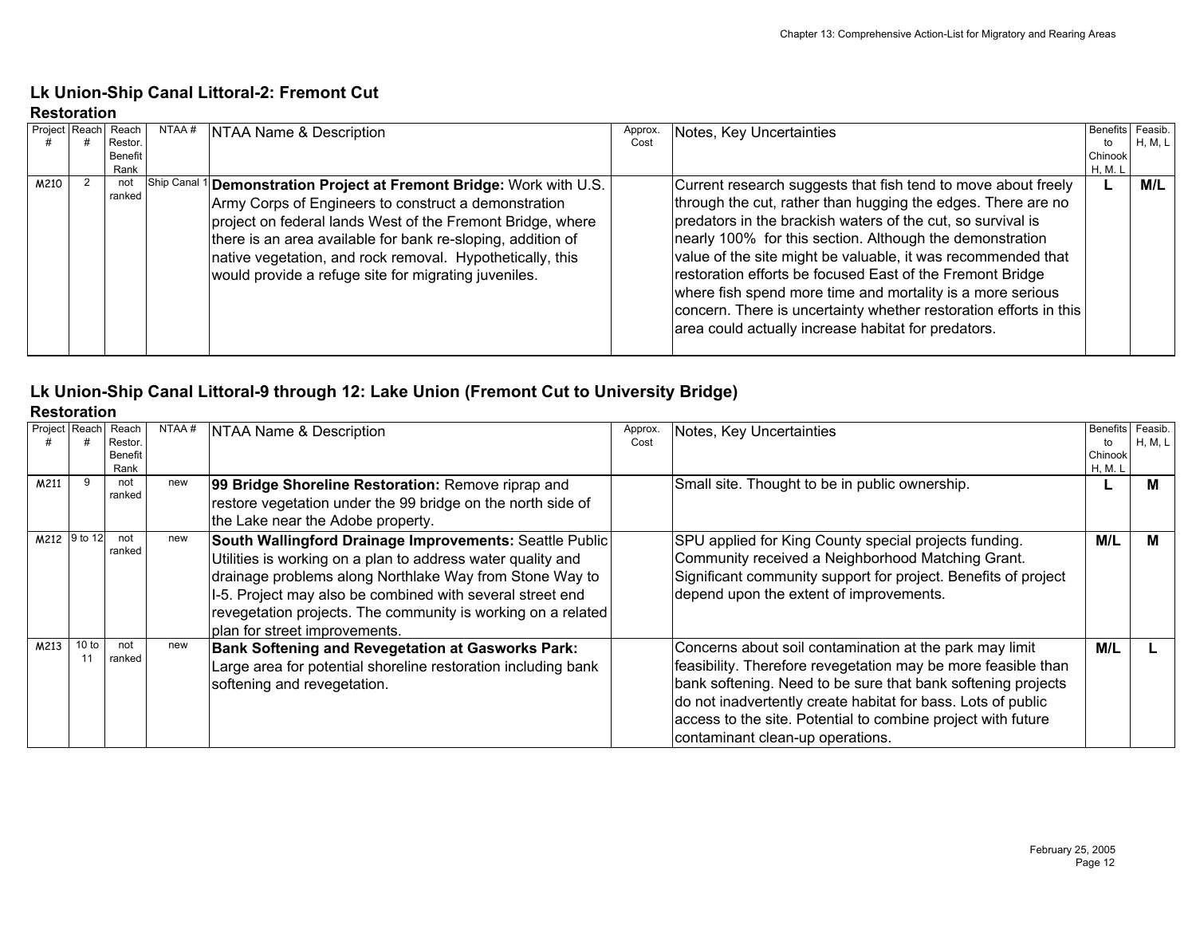## Lk Union-Ship Canal Littoral-2: Fremont Cut

### Restoration

| Project # | Reach # | Reach Restor. Benefit Rank | NTAA # | NTAA Name & Description | Approx. Cost | Notes, Key Uncertainties | Benefits to Chinook H, M. L | Feasib. H, M, L |
|---|---|---|---|---|---|---|---|---|
| M210 | 2 | not ranked | Ship Canal 1 | **Demonstration Project at Fremont Bridge:** Work with U.S. Army Corps of Engineers to construct a demonstration project on federal lands West of the Fremont Bridge, where there is an area available for bank re-sloping, addition of native vegetation, and rock removal. Hypothetically, this would provide a refuge site for migrating juveniles. | | Current research suggests that fish tend to move about freely through the cut, rather than hugging the edges. There are no predators in the brackish waters of the cut, so survival is nearly 100% for this section. Although the demonstration value of the site might be valuable, it was recommended that restoration efforts be focused East of the Fremont Bridge where fish spend more time and mortality is a more serious concern. There is uncertainty whether restoration efforts in this area could actually increase habitat for predators. | **L** | **M/L** |

## Lk Union-Ship Canal Littoral-9 through 12: Lake Union (Fremont Cut to University Bridge)

### Restoration

| Project # | Reach # | Reach Restor. Benefit Rank | NTAA # | NTAA Name & Description | Approx. Cost | Notes, Key Uncertainties | Benefits to Chinook H, M. L | Feasib. H, M, L |
|---|---|---|---|---|---|---|---|---|
| M211 | 9 | not ranked | new | **99 Bridge Shoreline Restoration:** Remove riprap and restore vegetation under the 99 bridge on the north side of the Lake near the Adobe property. | | Small site. Thought to be in public ownership. | **L** | **M** |
| M212 | 9 to 12 | not ranked | new | **South Wallingford Drainage Improvements:** Seattle Public Utilities is working on a plan to address water quality and drainage problems along Northlake Way from Stone Way to I-5. Project may also be combined with several street end revegetation projects. The community is working on a related plan for street improvements. | | SPU applied for King County special projects funding. Community received a Neighborhood Matching Grant. Significant community support for project. Benefits of project depend upon the extent of improvements. | **M/L** | **M** |
| M213 | 10 to 11 | not ranked | new | **Bank Softening and Revegetation at Gasworks Park:** Large area for potential shoreline restoration including bank softening and revegetation. | | Concerns about soil contamination at the park may limit feasibility. Therefore revegetation may be more feasible than bank softening. Need to be sure that bank softening projects do not inadvertently create habitat for bass. Lots of public access to the site. Potential to combine project with future contaminant clean-up operations. | **M/L** | **L** |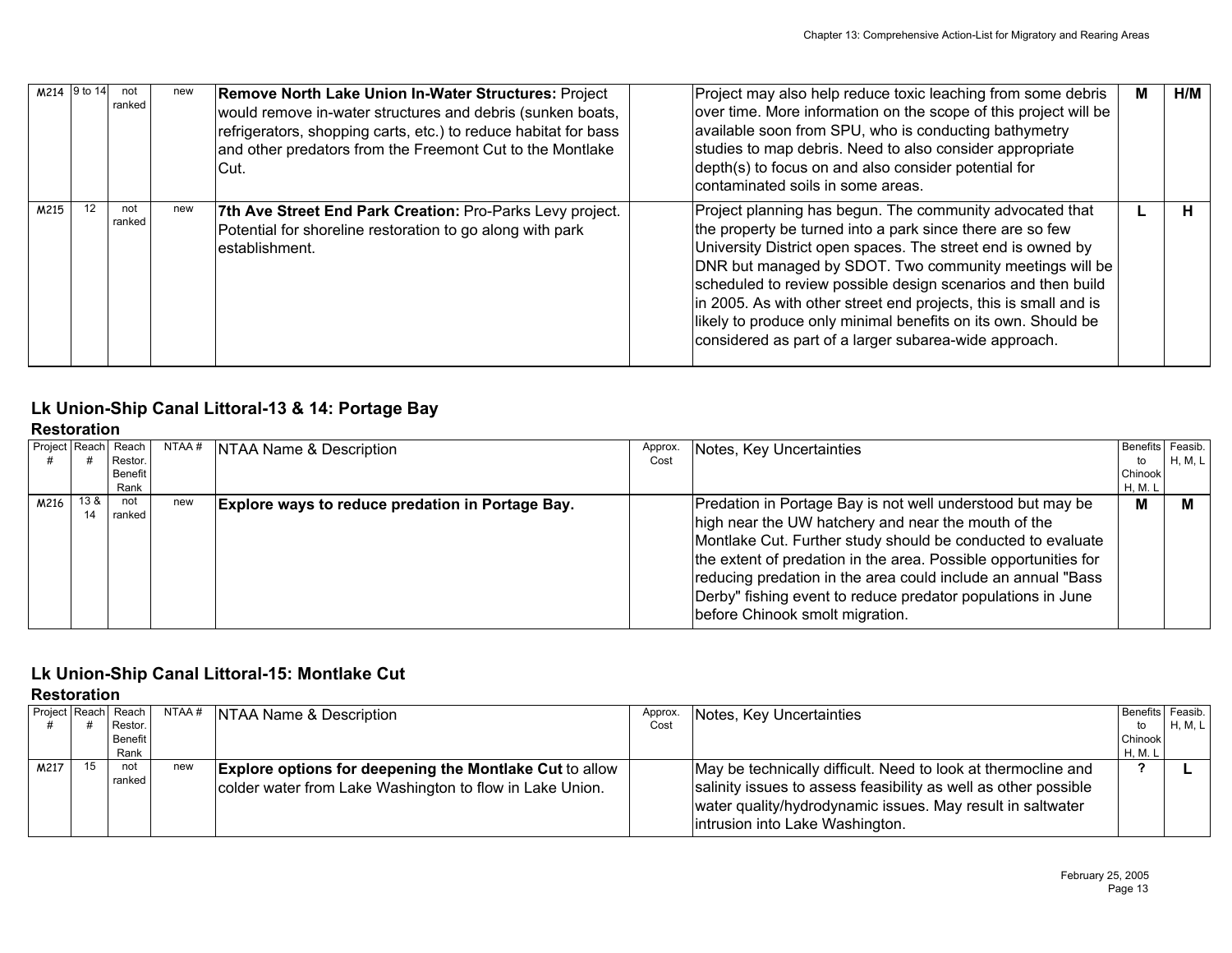| Project # | Reach # | Reach Restor. Benefit Rank | NTAA # | NTAA Name & Description | Approx. Cost | Notes, Key Uncertainties | Benefits to Chinook H, M, L | Feasib. H, M, L |
|---|---|---|---|---|---|---|---|---|
| M214 | 9 to 14 | not ranked | new | **Remove North Lake Union In-Water Structures:** Project would remove in-water structures and debris (sunken boats, refrigerators, shopping carts, etc.) to reduce habitat for bass and other predators from the Freemont Cut to the Montlake Cut. | | Project may also help reduce toxic leaching from some debris over time. More information on the scope of this project will be available soon from SPU, who is conducting bathymetry studies to map debris. Need to also consider appropriate depth(s) to focus on and also consider potential for contaminated soils in some areas. | **M** | **H/M** |
| M215 | 12 | not ranked | new | **7th Ave Street End Park Creation:** Pro-Parks Levy project. Potential for shoreline restoration to go along with park establishment. | | Project planning has begun. The community advocated that the property be turned into a park since there are so few University District open spaces. The street end is owned by DNR but managed by SDOT. Two community meetings will be scheduled to review possible design scenarios and then build in 2005. As with other street end projects, this is small and is likely to produce only minimal benefits on its own. Should be considered as part of a larger subarea-wide approach. | **L** | **H** |

## Lk Union-Ship Canal Littoral-13 & 14: Portage Bay

### Restoration

| Project # | Reach # | Reach Restor. Benefit Rank | NTAA # | NTAA Name & Description | Approx. Cost | Notes, Key Uncertainties | Benefits to Chinook H, M, L | Feasib. H, M, L |
|---|---|---|---|---|---|---|---|---|
| M216 | 13 & 14 | not ranked | new | **Explore ways to reduce predation in Portage Bay.** | | Predation in Portage Bay is not well understood but may be high near the UW hatchery and near the mouth of the Montlake Cut. Further study should be conducted to evaluate the extent of predation in the area. Possible opportunities for reducing predation in the area could include an annual "Bass Derby" fishing event to reduce predator populations in June before Chinook smolt migration. | **M** | **M** |

## Lk Union-Ship Canal Littoral-15: Montlake Cut

### Restoration

| Project # | Reach # | Reach Restor. Benefit Rank | NTAA # | NTAA Name & Description | Approx. Cost | Notes, Key Uncertainties | Benefits to Chinook H, M, L | Feasib. H, M, L |
|---|---|---|---|---|---|---|---|---|
| M217 | 15 | not ranked | new | **Explore options for deepening the Montlake Cut** to allow colder water from Lake Washington to flow in Lake Union. | | May be technically difficult. Need to look at thermocline and salinity issues to assess feasibility as well as other possible water quality/hydrodynamic issues. May result in saltwater intrusion into Lake Washington. | **?** | **L** |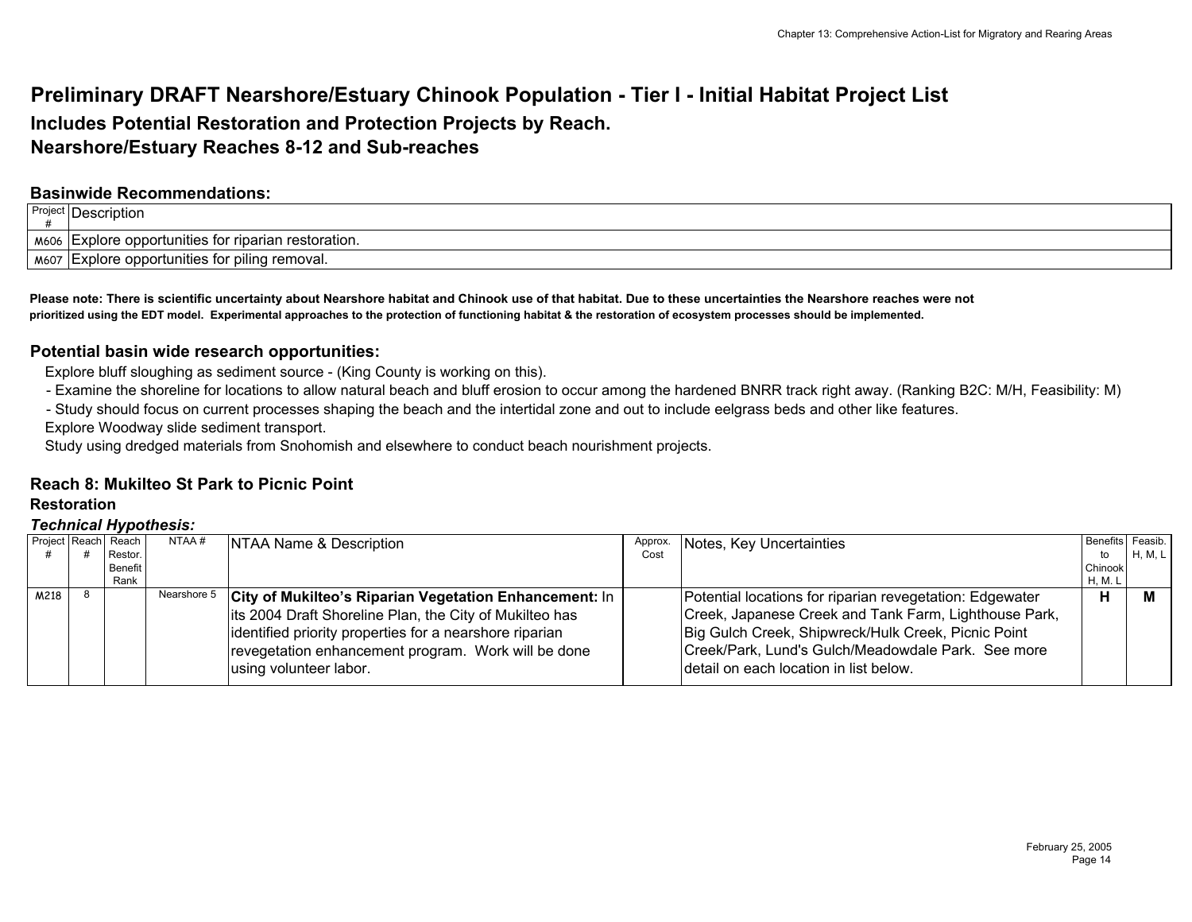# Preliminary DRAFT Nearshore/Estuary Chinook Population - Tier I - Initial Habitat Project List

## Includes Potential Restoration and Protection Projects by Reach.
## Nearshore/Estuary Reaches 8-12 and Sub-reaches

### Basinwide Recommendations:

| Project # | Description |
|---|---|
| M606 | Explore opportunities for riparian restoration. |
| M607 | Explore opportunities for piling removal. |

**Please note: There is scientific uncertainty about Nearshore habitat and Chinook use of that habitat. Due to these uncertainties the Nearshore reaches were not prioritized using the EDT model. Experimental approaches to the protection of functioning habitat & the restoration of ecosystem processes should be implemented.**

### Potential basin wide research opportunities:

Explore bluff sloughing as sediment source - (King County is working on this).

- Examine the shoreline for locations to allow natural beach and bluff erosion to occur among the hardened BNRR track right away. (Ranking B2C: M/H, Feasibility: M)
- Study should focus on current processes shaping the beach and the intertidal zone and out to include eelgrass beds and other like features.

Explore Woodway slide sediment transport.

Study using dredged materials from Snohomish and elsewhere to conduct beach nourishment projects.

### Reach 8: Mukilteo St Park to Picnic Point

**Restoration**

***Technical Hypothesis:***

| Project # | Reach # | Reach Restor. Benefit Rank | NTAA # | NTAA Name & Description | Approx. Cost | Notes, Key Uncertainties | Benefits to Chinook H, M. L | Feasib. H, M, L |
|---|---|---|---|---|---|---|---|---|
| M218 | 8 | | Nearshore 5 | **City of Mukilteo's Riparian Vegetation Enhancement:** In its 2004 Draft Shoreline Plan, the City of Mukilteo has identified priority properties for a nearshore riparian revegetation enhancement program. Work will be done using volunteer labor. | | Potential locations for riparian revegetation: Edgewater Creek, Japanese Creek and Tank Farm, Lighthouse Park, Big Gulch Creek, Shipwreck/Hulk Creek, Picnic Point Creek/Park, Lund's Gulch/Meadowdale Park. See more detail on each location in list below. | **H** | **M** |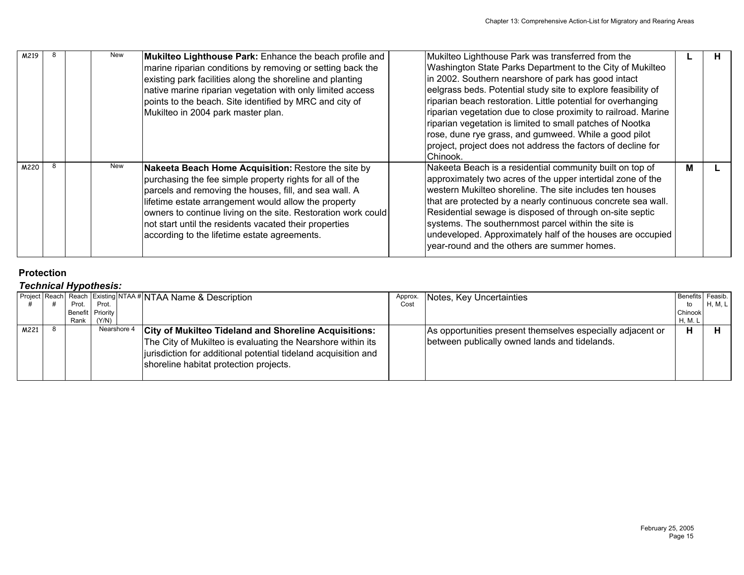| Project # | Reach # | Reach Prot. Benefit Rank | Existing Prot. Priority (Y/N) | NTAA # | NTAA Name & Description | Approx. Cost | Notes, Key Uncertainties | Benefits to Chinook H, M, L | Feasib. H, M, L |
|---|---|---|---|---|---|---|---|---|---|
| M219 | 8 | | New | | **Mukilteo Lighthouse Park:** Enhance the beach profile and marine riparian conditions by removing or setting back the existing park facilities along the shoreline and planting native marine riparian vegetation with only limited access points to the beach. Site identified by MRC and city of Mukilteo in 2004 park master plan. | | Mukilteo Lighthouse Park was transferred from the Washington State Parks Department to the City of Mukilteo in 2002. Southern nearshore of park has good intact eelgrass beds. Potential study site to explore feasibility of riparian beach restoration. Little potential for overhanging riparian vegetation due to close proximity to railroad. Marine riparian vegetation is limited to small patches of Nootka rose, dune rye grass, and gumweed. While a good pilot project, project does not address the factors of decline for Chinook. | L | H |
| M220 | 8 | | New | | **Nakeeta Beach Home Acquisition:** Restore the site by purchasing the fee simple property rights for all of the parcels and removing the houses, fill, and sea wall. A lifetime estate arrangement would allow the property owners to continue living on the site. Restoration work could not start until the residents vacated their properties according to the lifetime estate agreements. | | Nakeeta Beach is a residential community built on top of approximately two acres of the upper intertidal zone of the western Mukilteo shoreline. The site includes ten houses that are protected by a nearly continuous concrete sea wall. Residential sewage is disposed of through on-site septic systems. The southernmost parcel within the site is undeveloped. Approximately half of the houses are occupied year-round and the others are summer homes. | M | L |

**Protection**

***Technical Hypothesis:***

| Project # | Reach # | Reach Prot. Benefit Rank | Existing Prot. Priority (Y/N) | NTAA # | NTAA Name & Description | Approx. Cost | Notes, Key Uncertainties | Benefits to Chinook H, M, L | Feasib. H, M, L |
|---|---|---|---|---|---|---|---|---|---|
| M221 | 8 | | | Nearshore 4 | **City of Mukilteo Tideland and Shoreline Acquisitions:** The City of Mukilteo is evaluating the Nearshore within its jurisdiction for additional potential tideland acquisition and shoreline habitat protection projects. | | As opportunities present themselves especially adjacent or between publically owned lands and tidelands. | H | H |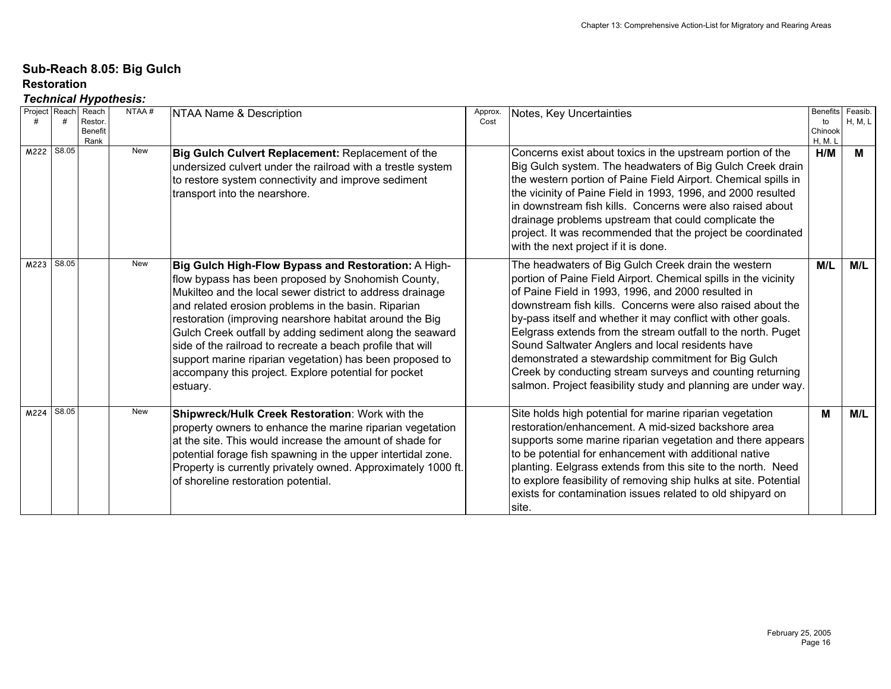## Sub-Reach 8.05: Big Gulch

### Restoration

#### *Technical Hypothesis:*

| Project # | Reach # | Reach Restor. Benefit Rank | NTAA # | NTAA Name & Description | Approx. Cost | Notes, Key Uncertainties | Benefits to Chinook H, M, L | Feasib. H, M, L |
|---|---|---|---|---|---|---|---|---|
| M222 | S8.05 | | New | **Big Gulch Culvert Replacement:** Replacement of the undersized culvert under the railroad with a trestle system to restore system connectivity and improve sediment transport into the nearshore. | | Concerns exist about toxics in the upstream portion of the Big Gulch system. The headwaters of Big Gulch Creek drain the western portion of Paine Field Airport. Chemical spills in the vicinity of Paine Field in 1993, 1996, and 2000 resulted in downstream fish kills. Concerns were also raised about drainage problems upstream that could complicate the project. It was recommended that the project be coordinated with the next project if it is done. | **H/M** | **M** |
| M223 | S8.05 | | New | **Big Gulch High-Flow Bypass and Restoration:** A High-flow bypass has been proposed by Snohomish County, Mukilteo and the local sewer district to address drainage and related erosion problems in the basin. Riparian restoration (improving nearshore habitat around the Big Gulch Creek outfall by adding sediment along the seaward side of the railroad to recreate a beach profile that will support marine riparian vegetation) has been proposed to accompany this project. Explore potential for pocket estuary. | | The headwaters of Big Gulch Creek drain the western portion of Paine Field Airport. Chemical spills in the vicinity of Paine Field in 1993, 1996, and 2000 resulted in downstream fish kills. Concerns were also raised about the by-pass itself and whether it may conflict with other goals. Eelgrass extends from the stream outfall to the north. Puget Sound Saltwater Anglers and local residents have demonstrated a stewardship commitment for Big Gulch Creek by conducting stream surveys and counting returning salmon. Project feasibility study and planning are under way. | **M/L** | **M/L** |
| M224 | S8.05 | | New | **Shipwreck/Hulk Creek Restoration**: Work with the property owners to enhance the marine riparian vegetation at the site. This would increase the amount of shade for potential forage fish spawning in the upper intertidal zone. Property is currently privately owned. Approximately 1000 ft. of shoreline restoration potential. | | Site holds high potential for marine riparian vegetation restoration/enhancement. A mid-sized backshore area supports some marine riparian vegetation and there appears to be potential for enhancement with additional native planting. Eelgrass extends from this site to the north. Need to explore feasibility of removing ship hulks at site. Potential exists for contamination issues related to old shipyard on site. | **M** | **M/L** |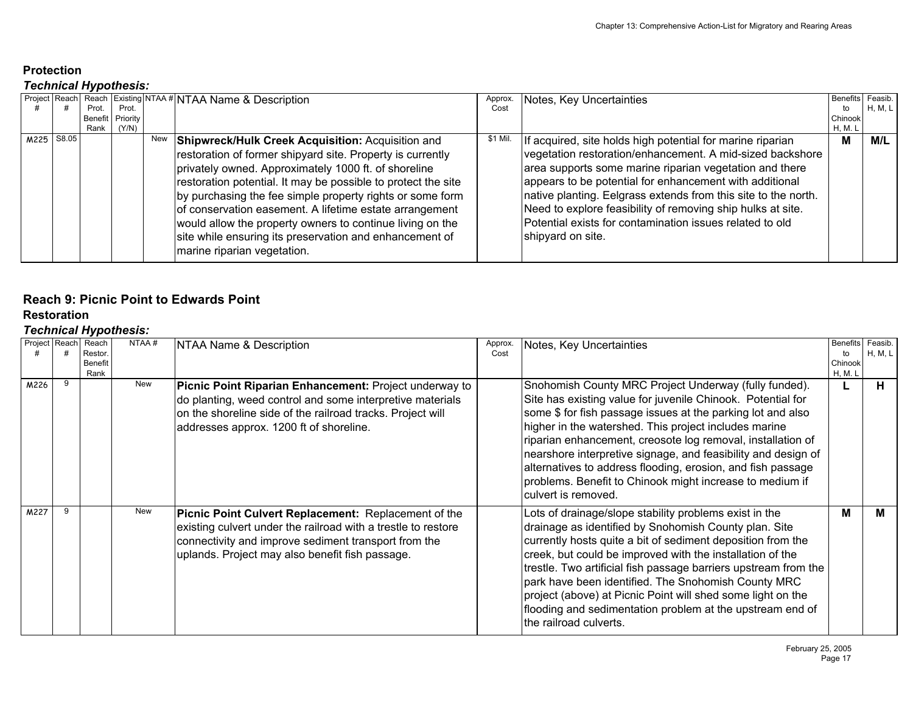## Protection

### *Technical Hypothesis:*

| Project # | Reach # | Reach Prot. Benefit Rank | Existing Prot. Priority (Y/N) | NTAA # | NTAA Name & Description | Approx. Cost | Notes, Key Uncertainties | Benefits to Chinook H, M, L | Feasib. H, M, L |
|---|---|---|---|---|---|---|---|---|---|
| M225 | S8.05 | | | New | **Shipwreck/Hulk Creek Acquisition:** Acquisition and restoration of former shipyard site. Property is currently privately owned. Approximately 1000 ft. of shoreline restoration potential. It may be possible to protect the site by purchasing the fee simple property rights or some form of conservation easement. A lifetime estate arrangement would allow the property owners to continue living on the site while ensuring its preservation and enhancement of marine riparian vegetation. | $1 Mil. | If acquired, site holds high potential for marine riparian vegetation restoration/enhancement. A mid-sized backshore area supports some marine riparian vegetation and there appears to be potential for enhancement with additional native planting. Eelgrass extends from this site to the north. Need to explore feasibility of removing ship hulks at site. Potential exists for contamination issues related to old shipyard on site. | **M** | **M/L** |

## Reach 9: Picnic Point to Edwards Point

### Restoration

### *Technical Hypothesis:*

| Project # | Reach # | Reach Restor. Benefit Rank | NTAA # | NTAA Name & Description | Approx. Cost | Notes, Key Uncertainties | Benefits to Chinook H, M, L | Feasib. H, M, L |
|---|---|---|---|---|---|---|---|---|
| M226 | 9 | | New | **Picnic Point Riparian Enhancement:** Project underway to do planting, weed control and some interpretive materials on the shoreline side of the railroad tracks. Project will addresses approx. 1200 ft of shoreline. | | Snohomish County MRC Project Underway (fully funded). Site has existing value for juvenile Chinook. Potential for some $ for fish passage issues at the parking lot and also higher in the watershed. This project includes marine riparian enhancement, creosote log removal, installation of nearshore interpretive signage, and feasibility and design of alternatives to address flooding, erosion, and fish passage problems. Benefit to Chinook might increase to medium if culvert is removed. | **L** | **H** |
| M227 | 9 | | New | **Picnic Point Culvert Replacement:** Replacement of the existing culvert under the railroad with a trestle to restore connectivity and improve sediment transport from the uplands. Project may also benefit fish passage. | | Lots of drainage/slope stability problems exist in the drainage as identified by Snohomish County plan. Site currently hosts quite a bit of sediment deposition from the creek, but could be improved with the installation of the trestle. Two artificial fish passage barriers upstream from the park have been identified. The Snohomish County MRC project (above) at Picnic Point will shed some light on the flooding and sedimentation problem at the upstream end of the railroad culverts. | **M** | **M** |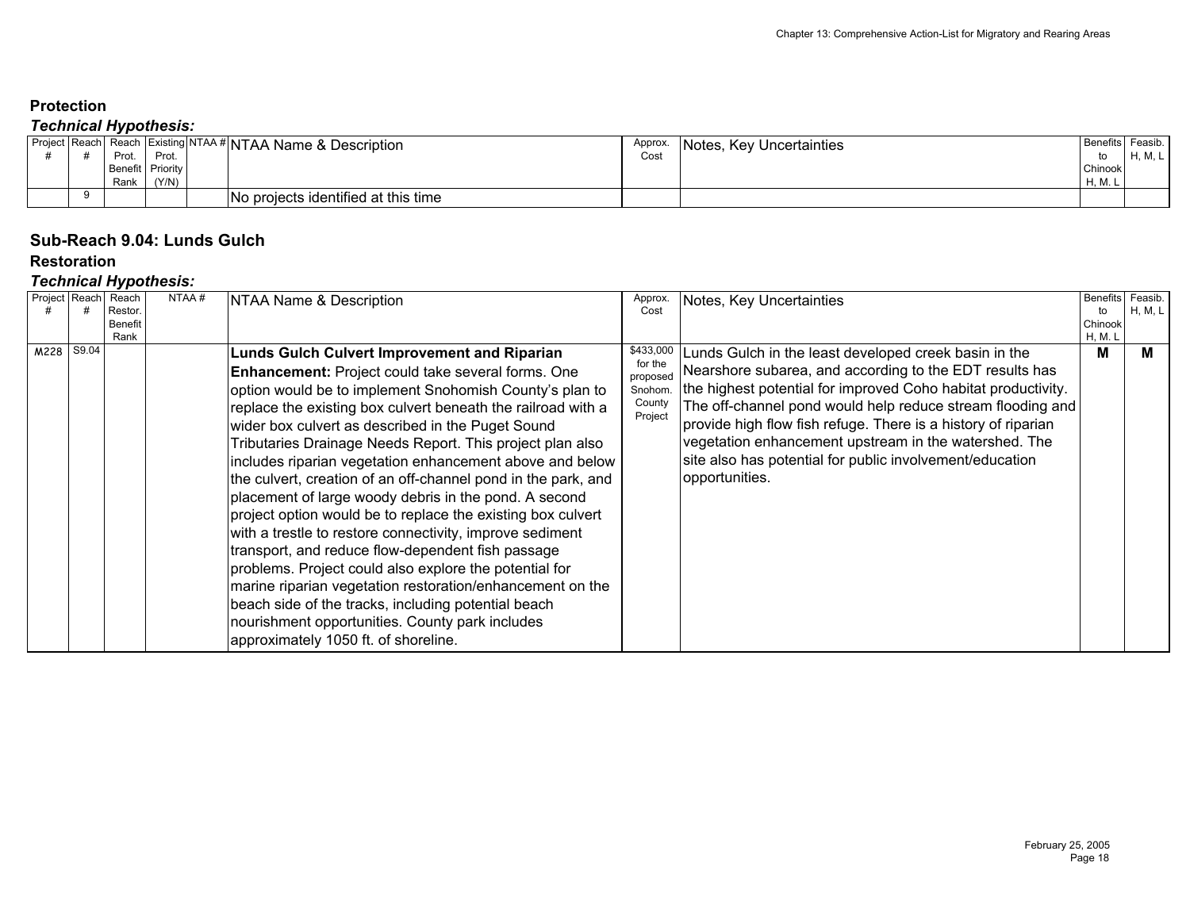## Protection

***Technical Hypothesis:***

| Project # | Reach # | Reach Prot. Benefit Rank | Existing Prot. Priority (Y/N) | NTAA # | NTAA Name & Description | Approx. Cost | Notes, Key Uncertainties | Benefits to Chinook H, M, L | Feasib. H, M, L |
|---|---|---|---|---|---|---|---|---|---|
| | 9 | | | | No projects identified at this time | | | | |

## Sub-Reach 9.04: Lunds Gulch

### Restoration

***Technical Hypothesis:***

| Project # | Reach # | Reach Restor. Benefit Rank | NTAA # | NTAA Name & Description | Approx. Cost | Notes, Key Uncertainties | Benefits to Chinook H, M, L | Feasib. H, M, L |
|---|---|---|---|---|---|---|---|---|
| M228 | S9.04 | | | **Lunds Gulch Culvert Improvement and Riparian Enhancement:** Project could take several forms. One option would be to implement Snohomish County's plan to replace the existing box culvert beneath the railroad with a wider box culvert as described in the Puget Sound Tributaries Drainage Needs Report. This project plan also includes riparian vegetation enhancement above and below the culvert, creation of an off-channel pond in the park, and placement of large woody debris in the pond. A second project option would be to replace the existing box culvert with a trestle to restore connectivity, improve sediment transport, and reduce flow-dependent fish passage problems. Project could also explore the potential for marine riparian vegetation restoration/enhancement on the beach side of the tracks, including potential beach nourishment opportunities. County park includes approximately 1050 ft. of shoreline. | $433,000 for the proposed Snohom. County Project | Lunds Gulch in the least developed creek basin in the Nearshore subarea, and according to the EDT results has the highest potential for improved Coho habitat productivity. The off-channel pond would help reduce stream flooding and provide high flow fish refuge. There is a history of riparian vegetation enhancement upstream in the watershed. The site also has potential for public involvement/education opportunities. | **M** | **M** |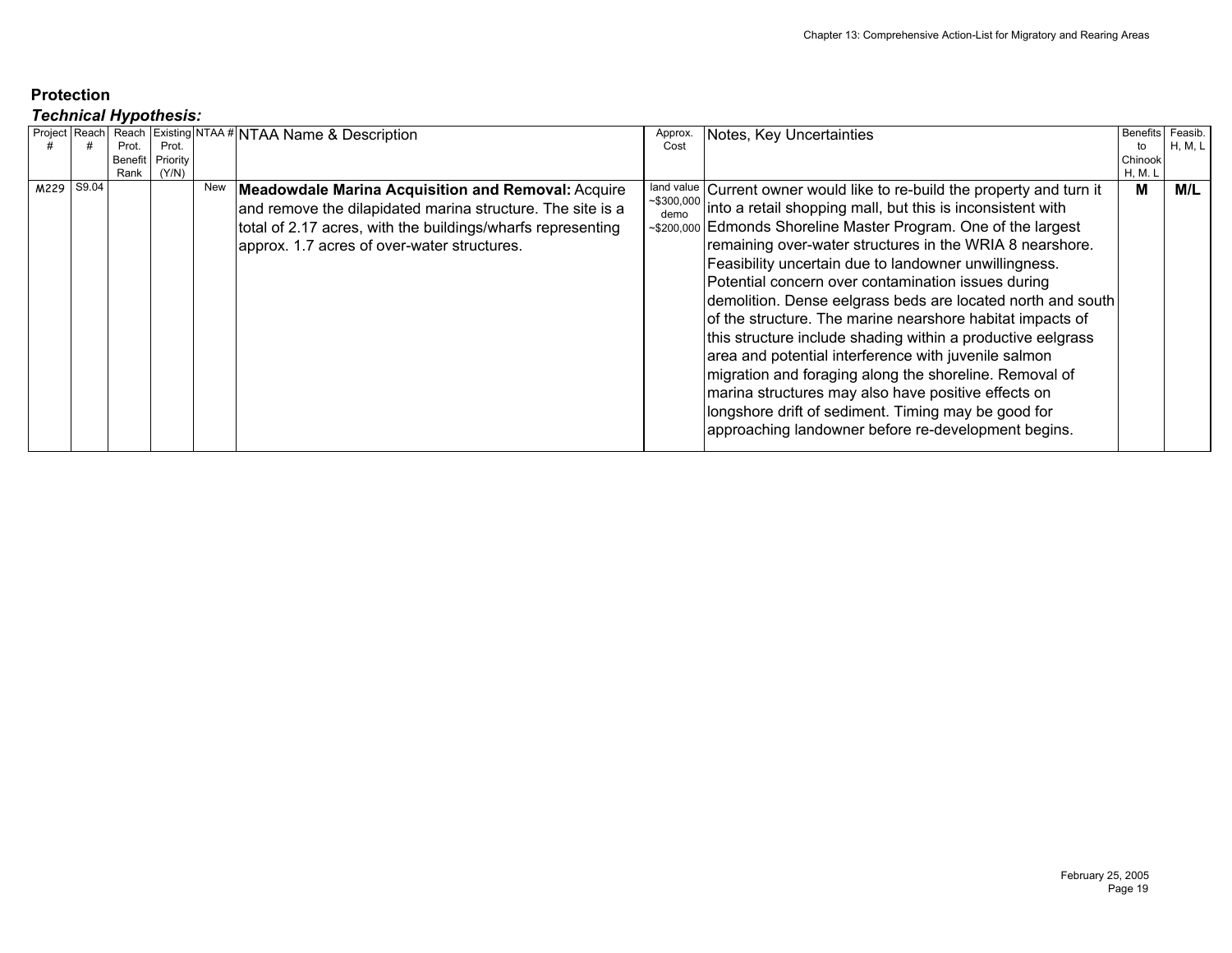## Protection

### *Technical Hypothesis:*

| Project # | Reach # | Reach Prot. Benefit Rank | Existing Prot. Priority (Y/N) | NTAA # | NTAA Name & Description | Approx. Cost | Notes, Key Uncertainties | Benefits to Chinook H, M. L | Feasib. H, M, L |
|---|---|---|---|---|---|---|---|---|---|
| M229 | S9.04 | | | New | **Meadowdale Marina Acquisition and Removal:** Acquire and remove the dilapidated marina structure. The site is a total of 2.17 acres, with the buildings/wharfs representing approx. 1.7 acres of over-water structures. | land value ~$300,000 demo ~$200,000 | Current owner would like to re-build the property and turn it into a retail shopping mall, but this is inconsistent with Edmonds Shoreline Master Program. One of the largest remaining over-water structures in the WRIA 8 nearshore. Feasibility uncertain due to landowner unwillingness. Potential concern over contamination issues during demolition. Dense eelgrass beds are located north and south of the structure. The marine nearshore habitat impacts of this structure include shading within a productive eelgrass area and potential interference with juvenile salmon migration and foraging along the shoreline. Removal of marina structures may also have positive effects on longshore drift of sediment. Timing may be good for approaching landowner before re-development begins. | **M** | **M/L** |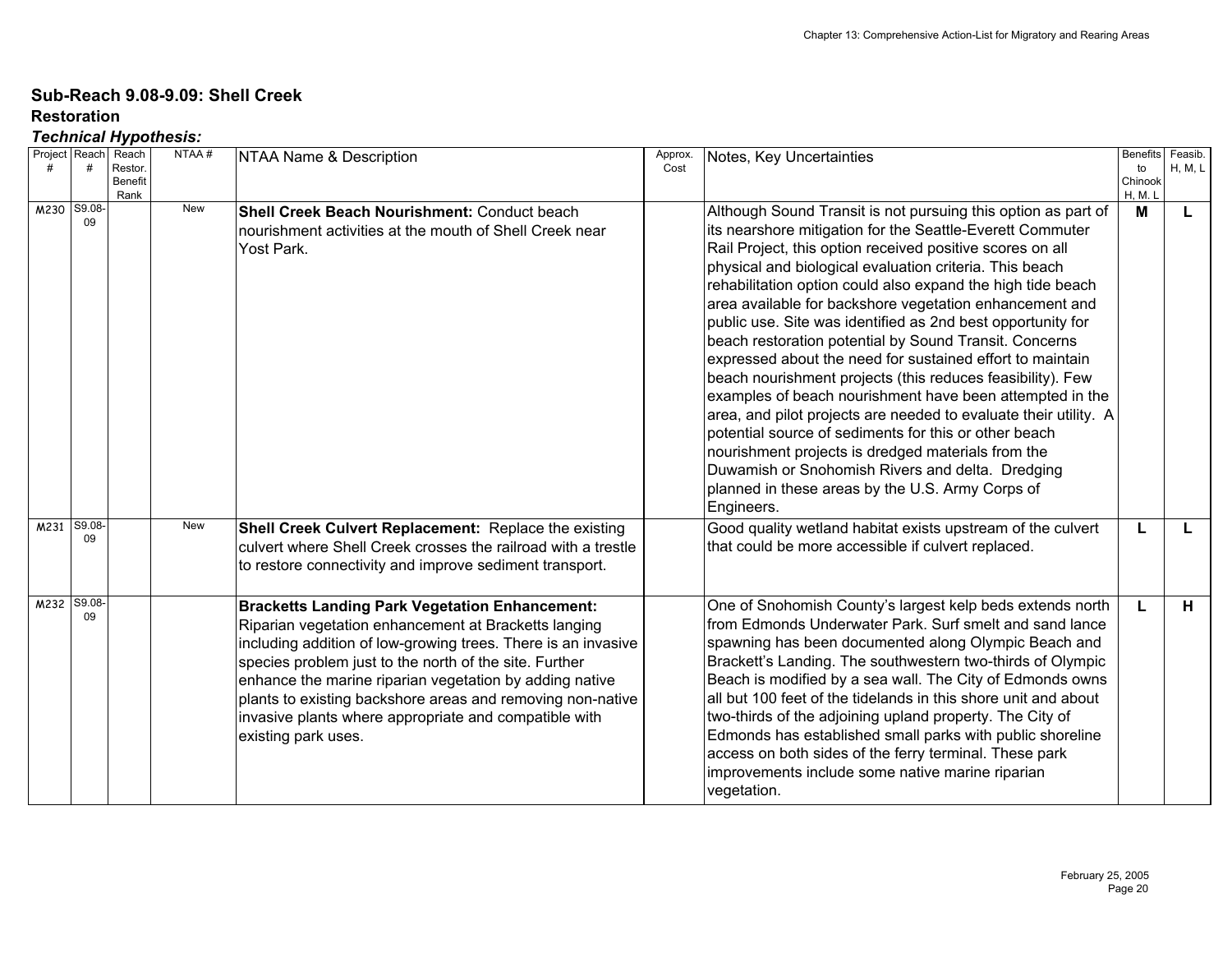## Sub-Reach 9.08-9.09: Shell Creek

### Restoration

#### *Technical Hypothesis:*

| Project # | Reach # | Reach Restor. Benefit Rank | NTAA # | NTAA Name & Description | Approx. Cost | Notes, Key Uncertainties | Benefits to Chinook H, M, L | Feasib. H, M, L |
|---|---|---|---|---|---|---|---|---|
| M230 | S9.08-09 | | New | **Shell Creek Beach Nourishment:** Conduct beach nourishment activities at the mouth of Shell Creek near Yost Park. | | Although Sound Transit is not pursuing this option as part of its nearshore mitigation for the Seattle-Everett Commuter Rail Project, this option received positive scores on all physical and biological evaluation criteria. This beach rehabilitation option could also expand the high tide beach area available for backshore vegetation enhancement and public use. Site was identified as 2nd best opportunity for beach restoration potential by Sound Transit. Concerns expressed about the need for sustained effort to maintain beach nourishment projects (this reduces feasibility). Few examples of beach nourishment have been attempted in the area, and pilot projects are needed to evaluate their utility. A potential source of sediments for this or other beach nourishment projects is dredged materials from the Duwamish or Snohomish Rivers and delta. Dredging planned in these areas by the U.S. Army Corps of Engineers. | **M** | **L** |
| M231 | S9.08-09 | | New | **Shell Creek Culvert Replacement:** Replace the existing culvert where Shell Creek crosses the railroad with a trestle to restore connectivity and improve sediment transport. | | Good quality wetland habitat exists upstream of the culvert that could be more accessible if culvert replaced. | **L** | **L** |
| M232 | S9.08-09 | | | **Bracketts Landing Park Vegetation Enhancement:** Riparian vegetation enhancement at Bracketts langing including addition of low-growing trees. There is an invasive species problem just to the north of the site. Further enhance the marine riparian vegetation by adding native plants to existing backshore areas and removing non-native invasive plants where appropriate and compatible with existing park uses. | | One of Snohomish County's largest kelp beds extends north from Edmonds Underwater Park. Surf smelt and sand lance spawning has been documented along Olympic Beach and Brackett's Landing. The southwestern two-thirds of Olympic Beach is modified by a sea wall. The City of Edmonds owns all but 100 feet of the tidelands in this shore unit and about two-thirds of the adjoining upland property. The City of Edmonds has established small parks with public shoreline access on both sides of the ferry terminal. These park improvements include some native marine riparian vegetation. | **L** | **H** |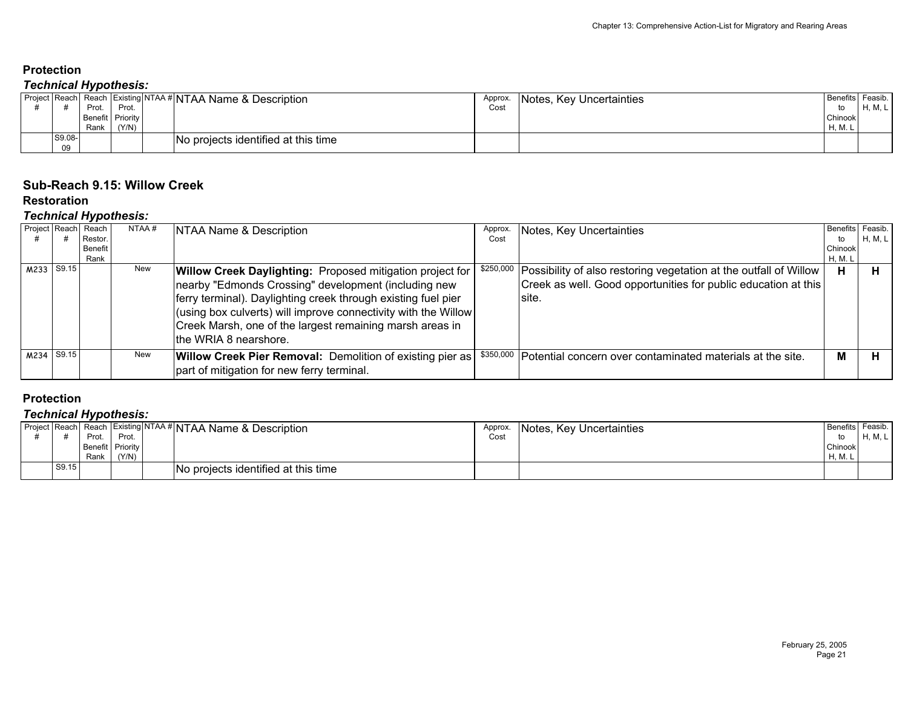## Protection

### *Technical Hypothesis:*

| Project # | Reach # | Reach Prot. Benefit Rank | Existing Prot. Priority (Y/N) | NTAA # | NTAA Name & Description | Approx. Cost | Notes, Key Uncertainties | Benefits to Chinook H, M. L | Feasib. H, M, L |
|---|---|---|---|---|---|---|---|---|---|
| | S9.08-09 | | | | No projects identified at this time | | | | |

## Sub-Reach 9.15: Willow Creek

## Restoration

### *Technical Hypothesis:*

| Project # | Reach # | Reach Restor. Benefit Rank | NTAA # | NTAA Name & Description | Approx. Cost | Notes, Key Uncertainties | Benefits to Chinook H, M. L | Feasib. H, M, L |
|---|---|---|---|---|---|---|---|---|
| M233 | S9.15 | | New | **Willow Creek Daylighting:** Proposed mitigation project for nearby "Edmonds Crossing" development (including new ferry terminal). Daylighting creek through existing fuel pier (using box culverts) will improve connectivity with the Willow Creek Marsh, one of the largest remaining marsh areas in the WRIA 8 nearshore. | $250,000 | Possibility of also restoring vegetation at the outfall of Willow Creek as well. Good opportunities for public education at this site. | **H** | **H** |
| M234 | S9.15 | | New | **Willow Creek Pier Removal:** Demolition of existing pier as part of mitigation for new ferry terminal. | $350,000 | Potential concern over contaminated materials at the site. | **M** | **H** |

## Protection

### *Technical Hypothesis:*

| Project # | Reach # | Reach Prot. Benefit Rank | Existing Prot. Priority (Y/N) | NTAA # | NTAA Name & Description | Approx. Cost | Notes, Key Uncertainties | Benefits to Chinook H, M. L | Feasib. H, M, L |
|---|---|---|---|---|---|---|---|---|---|
| | S9.15 | | | | No projects identified at this time | | | | |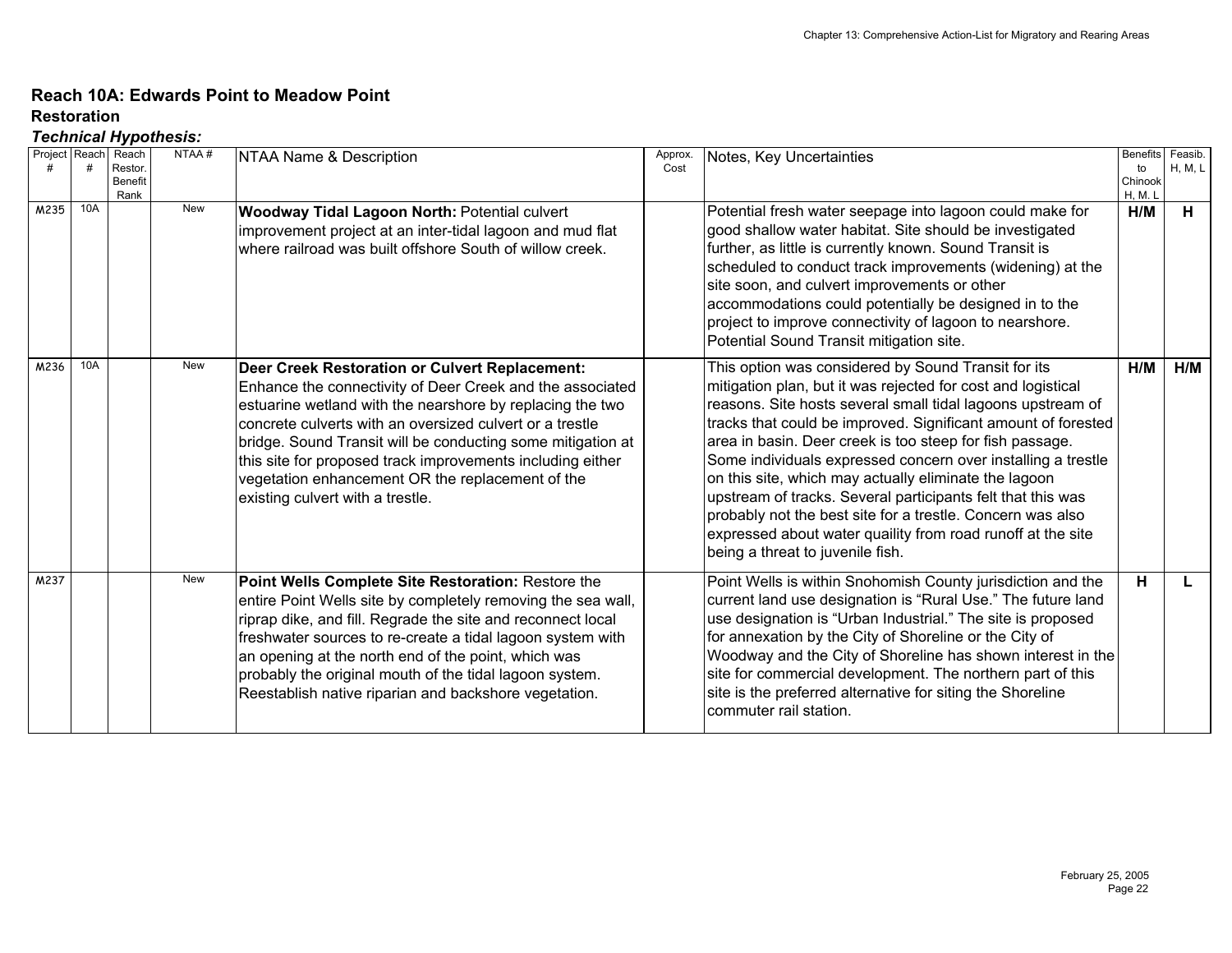## Reach 10A: Edwards Point to Meadow Point

### Restoration

***Technical Hypothesis:***

| Project # | Reach # | Reach Restor. Benefit Rank | NTAA # | NTAA Name & Description | Approx. Cost | Notes, Key Uncertainties | Benefits to Chinook H, M. L | Feasib. H, M, L |
|---|---|---|---|---|---|---|---|---|
| M235 | 10A | | New | **Woodway Tidal Lagoon North:** Potential culvert improvement project at an inter-tidal lagoon and mud flat where railroad was built offshore South of willow creek. | | Potential fresh water seepage into lagoon could make for good shallow water habitat. Site should be investigated further, as little is currently known. Sound Transit is scheduled to conduct track improvements (widening) at the site soon, and culvert improvements or other accommodations could potentially be designed in to the project to improve connectivity of lagoon to nearshore. Potential Sound Transit mitigation site. | **H/M** | **H** |
| M236 | 10A | | New | **Deer Creek Restoration or Culvert Replacement:** Enhance the connectivity of Deer Creek and the associated estuarine wetland with the nearshore by replacing the two concrete culverts with an oversized culvert or a trestle bridge. Sound Transit will be conducting some mitigation at this site for proposed track improvements including either vegetation enhancement OR the replacement of the existing culvert with a trestle. | | This option was considered by Sound Transit for its mitigation plan, but it was rejected for cost and logistical reasons. Site hosts several small tidal lagoons upstream of tracks that could be improved. Significant amount of forested area in basin. Deer creek is too steep for fish passage. Some individuals expressed concern over installing a trestle on this site, which may actually eliminate the lagoon upstream of tracks. Several participants felt that this was probably not the best site for a trestle. Concern was also expressed about water quaility from road runoff at the site being a threat to juvenile fish. | **H/M** | **H/M** |
| M237 | | | New | **Point Wells Complete Site Restoration:** Restore the entire Point Wells site by completely removing the sea wall, riprap dike, and fill. Regrade the site and reconnect local freshwater sources to re-create a tidal lagoon system with an opening at the north end of the point, which was probably the original mouth of the tidal lagoon system. Reestablish native riparian and backshore vegetation. | | Point Wells is within Snohomish County jurisdiction and the current land use designation is "Rural Use." The future land use designation is "Urban Industrial." The site is proposed for annexation by the City of Shoreline or the City of Woodway and the City of Shoreline has shown interest in the site for commercial development. The northern part of this site is the preferred alternative for siting the Shoreline commuter rail station. | **H** | **L** |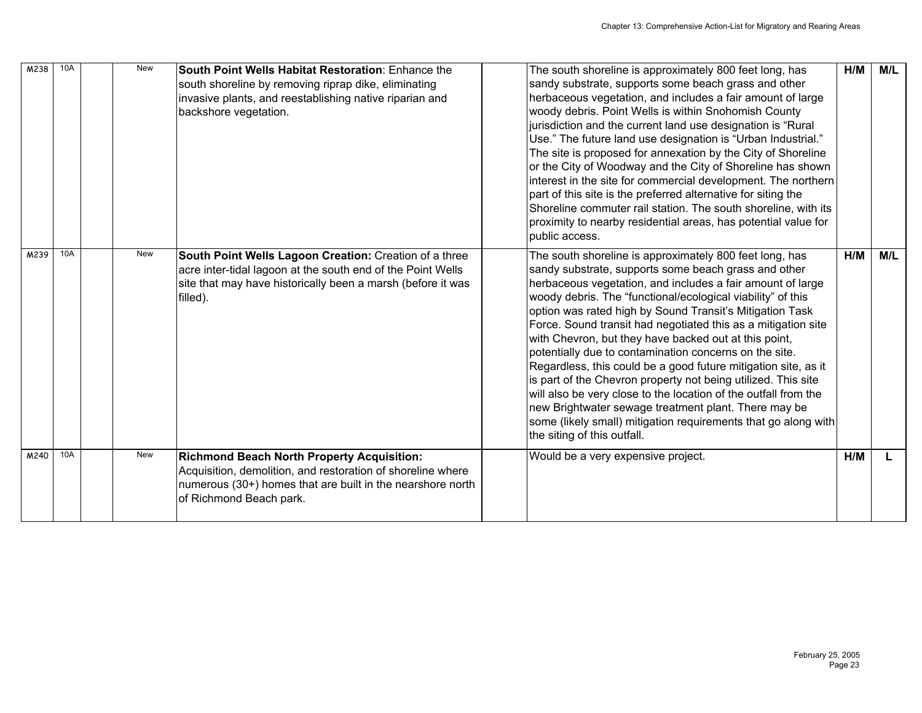| | | | | | | | | |
|---|---|---|---|---|---|---|---|---|
| M238 | 10A | | New | **South Point Wells Habitat Restoration**: Enhance the south shoreline by removing riprap dike, eliminating invasive plants, and reestablishing native riparian and backshore vegetation. | | The south shoreline is approximately 800 feet long, has sandy substrate, supports some beach grass and other herbaceous vegetation, and includes a fair amount of large woody debris. Point Wells is within Snohomish County jurisdiction and the current land use designation is "Rural Use." The future land use designation is "Urban Industrial." The site is proposed for annexation by the City of Shoreline or the City of Woodway and the City of Shoreline has shown interest in the site for commercial development. The northern part of this site is the preferred alternative for siting the Shoreline commuter rail station. The south shoreline, with its proximity to nearby residential areas, has potential value for public access. | **H/M** | **M/L** |
| M239 | 10A | | New | **South Point Wells Lagoon Creation:** Creation of a three acre inter-tidal lagoon at the south end of the Point Wells site that may have historically been a marsh (before it was filled). | | The south shoreline is approximately 800 feet long, has sandy substrate, supports some beach grass and other herbaceous vegetation, and includes a fair amount of large woody debris. The "functional/ecological viability" of this option was rated high by Sound Transit's Mitigation Task Force. Sound transit had negotiated this as a mitigation site with Chevron, but they have backed out at this point, potentially due to contamination concerns on the site. Regardless, this could be a good future mitigation site, as it is part of the Chevron property not being utilized. This site will also be very close to the location of the outfall from the new Brightwater sewage treatment plant. There may be some (likely small) mitigation requirements that go along with the siting of this outfall. | **H/M** | **M/L** |
| M240 | 10A | | New | **Richmond Beach North Property Acquisition:** Acquisition, demolition, and restoration of shoreline where numerous (30+) homes that are built in the nearshore north of Richmond Beach park. | | Would be a very expensive project. | **H/M** | **L** |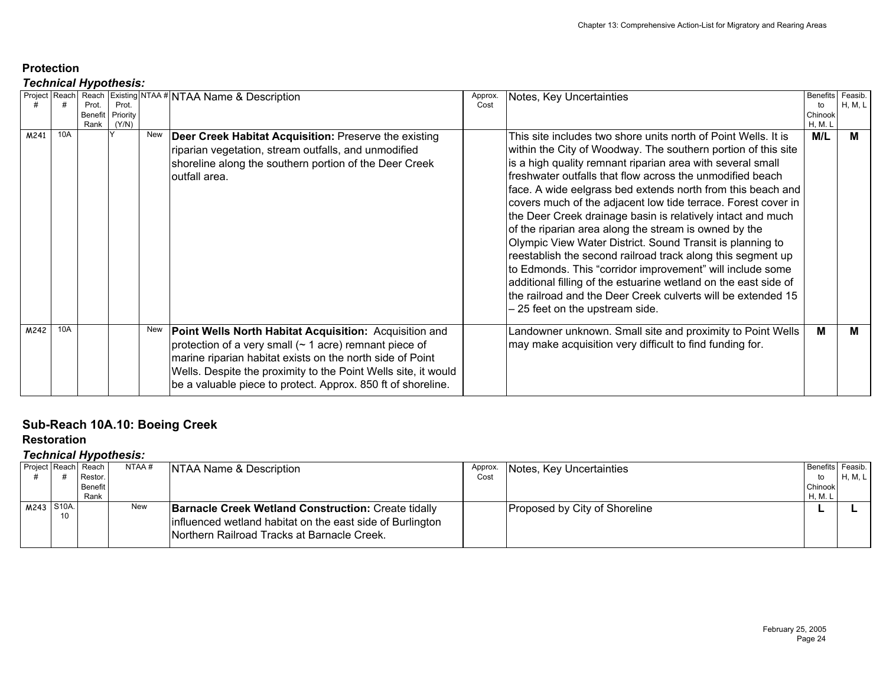## Protection

### *Technical Hypothesis:*

| Project # | Reach # | Reach Prot. Benefit Rank | Existing Prot. Priority (Y/N) | NTAA # | NTAA Name & Description | Approx. Cost | Notes, Key Uncertainties | Benefits to Chinook H, M, L | Feasib. H, M, L |
|---|---|---|---|---|---|---|---|---|---|
| M241 | 10A | | Y | New | **Deer Creek Habitat Acquisition:** Preserve the existing riparian vegetation, stream outfalls, and unmodified shoreline along the southern portion of the Deer Creek outfall area. | | This site includes two shore units north of Point Wells. It is within the City of Woodway. The southern portion of this site is a high quality remnant riparian area with several small freshwater outfalls that flow across the unmodified beach face. A wide eelgrass bed extends north from this beach and covers much of the adjacent low tide terrace. Forest cover in the Deer Creek drainage basin is relatively intact and much of the riparian area along the stream is owned by the Olympic View Water District. Sound Transit is planning to reestablish the second railroad track along this segment up to Edmonds. This "corridor improvement" will include some additional filling of the estuarine wetland on the east side of the railroad and the Deer Creek culverts will be extended 15 – 25 feet on the upstream side. | **M/L** | **M** |
| M242 | 10A | | | New | **Point Wells North Habitat Acquisition:** Acquisition and protection of a very small (~ 1 acre) remnant piece of marine riparian habitat exists on the north side of Point Wells. Despite the proximity to the Point Wells site, it would be a valuable piece to protect. Approx. 850 ft of shoreline. | | Landowner unknown. Small site and proximity to Point Wells may make acquisition very difficult to find funding for. | **M** | **M** |

## Sub-Reach 10A.10: Boeing Creek

### Restoration

### *Technical Hypothesis:*

| Project # | Reach # | Reach Restor. Benefit Rank | NTAA # | NTAA Name & Description | Approx. Cost | Notes, Key Uncertainties | Benefits to Chinook H, M. L | Feasib. H, M, L |
|---|---|---|---|---|---|---|---|---|
| M243 | S10A.10 | | New | **Barnacle Creek Wetland Construction:** Create tidally influenced wetland habitat on the east side of Burlington Northern Railroad Tracks at Barnacle Creek. | | Proposed by City of Shoreline | **L** | **L** |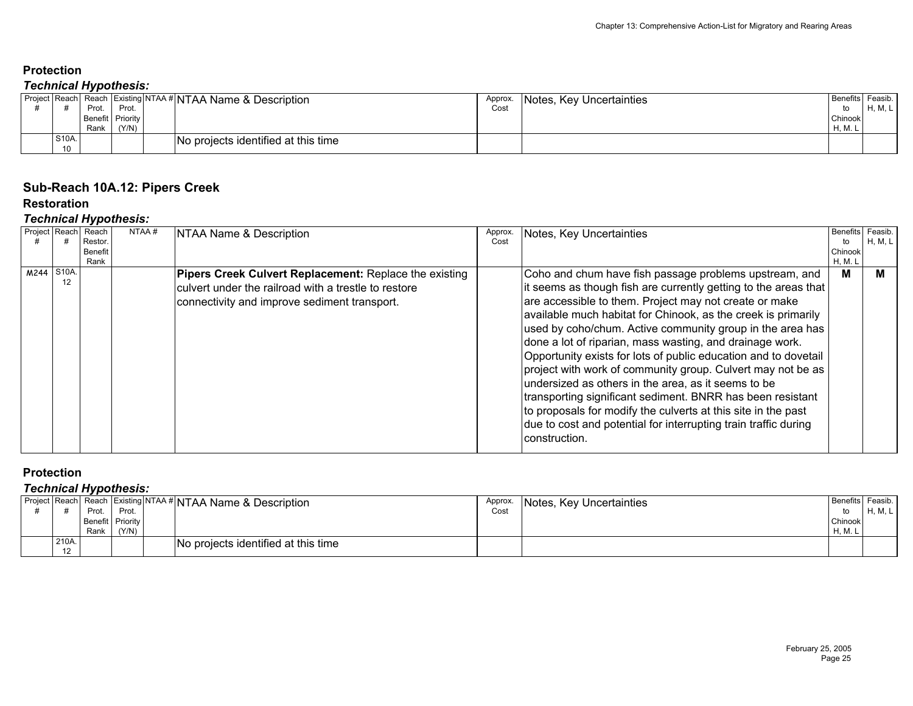### Protection

#### *Technical Hypothesis:*

| Project # | Reach # | Reach Prot. Benefit Rank | Existing Prot. Priority (Y/N) | NTAA # | NTAA Name & Description | Approx. Cost | Notes, Key Uncertainties | Benefits to Chinook H, M. L | Feasib. H, M, L |
|---|---|---|---|---|---|---|---|---|---|
| | S10A. 10 | | | | No projects identified at this time | | | | |

## Sub-Reach 10A.12: Pipers Creek

### Restoration

#### *Technical Hypothesis:*

| Project # | Reach # | Reach Restor. Benefit Rank | NTAA # | NTAA Name & Description | Approx. Cost | Notes, Key Uncertainties | Benefits to Chinook H, M. L | Feasib. H, M, L |
|---|---|---|---|---|---|---|---|---|
| M244 | S10A. 12 | | | **Pipers Creek Culvert Replacement:** Replace the existing culvert under the railroad with a trestle to restore connectivity and improve sediment transport. | | Coho and chum have fish passage problems upstream, and it seems as though fish are currently getting to the areas that are accessible to them. Project may not create or make available much habitat for Chinook, as the creek is primarily used by coho/chum. Active community group in the area has done a lot of riparian, mass wasting, and drainage work. Opportunity exists for lots of public education and to dovetail project with work of community group. Culvert may not be as undersized as others in the area, as it seems to be transporting significant sediment. BNRR has been resistant to proposals for modify the culverts at this site in the past due to cost and potential for interrupting train traffic during construction. | **M** | **M** |

### Protection

#### *Technical Hypothesis:*

| Project # | Reach # | Reach Prot. Benefit Rank | Existing Prot. Priority (Y/N) | NTAA # | NTAA Name & Description | Approx. Cost | Notes, Key Uncertainties | Benefits to Chinook H, M. L | Feasib. H, M, L |
|---|---|---|---|---|---|---|---|---|---|
| | 210A. 12 | | | | No projects identified at this time | | | | |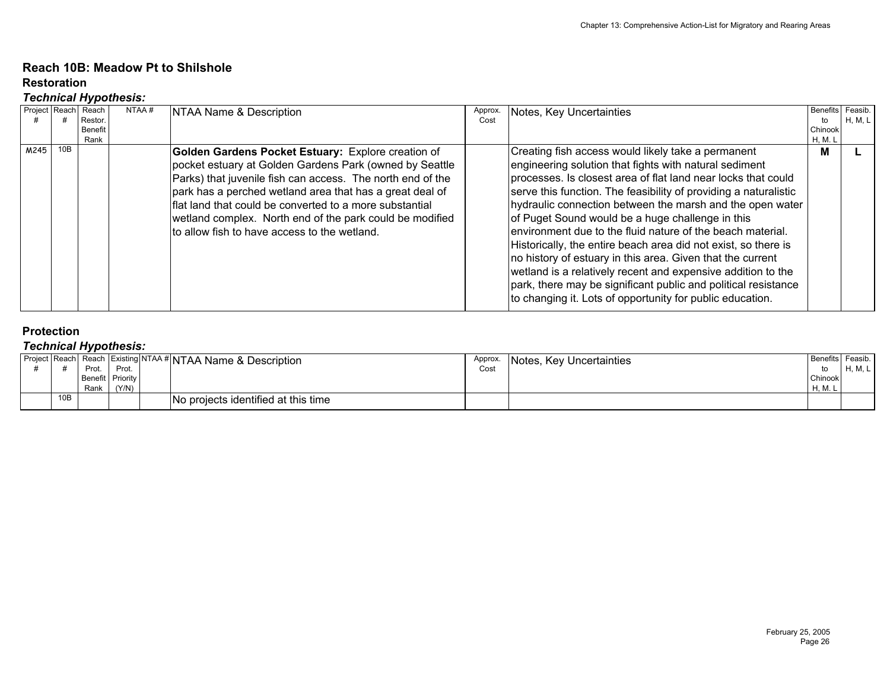## Reach 10B: Meadow Pt to Shilshole

### Restoration

***Technical Hypothesis:***

| Project # | Reach # | Reach Restor. Benefit Rank | NTAA # | NTAA Name & Description | Approx. Cost | Notes, Key Uncertainties | Benefits to Chinook H, M. L | Feasib. H, M, L |
|---|---|---|---|---|---|---|---|---|
| M245 | 10B | | | **Golden Gardens Pocket Estuary:** Explore creation of pocket estuary at Golden Gardens Park (owned by Seattle Parks) that juvenile fish can access. The north end of the park has a perched wetland area that has a great deal of flat land that could be converted to a more substantial wetland complex. North end of the park could be modified to allow fish to have access to the wetland. | | Creating fish access would likely take a permanent engineering solution that fights with natural sediment processes. Is closest area of flat land near locks that could serve this function. The feasibility of providing a naturalistic hydraulic connection between the marsh and the open water of Puget Sound would be a huge challenge in this environment due to the fluid nature of the beach material. Historically, the entire beach area did not exist, so there is no history of estuary in this area. Given that the current wetland is a relatively recent and expensive addition to the park, there may be significant public and political resistance to changing it. Lots of opportunity for public education. | **M** | **L** |

### Protection

***Technical Hypothesis:***

| Project # | Reach # | Reach Prot. Benefit Rank | Existing Prot. Priority (Y/N) | NTAA # | NTAA Name & Description | Approx. Cost | Notes, Key Uncertainties | Benefits to Chinook H, M. L | Feasib. H, M, L |
|---|---|---|---|---|---|---|---|---|---|
| | 10B | | | | No projects identified at this time | | | | |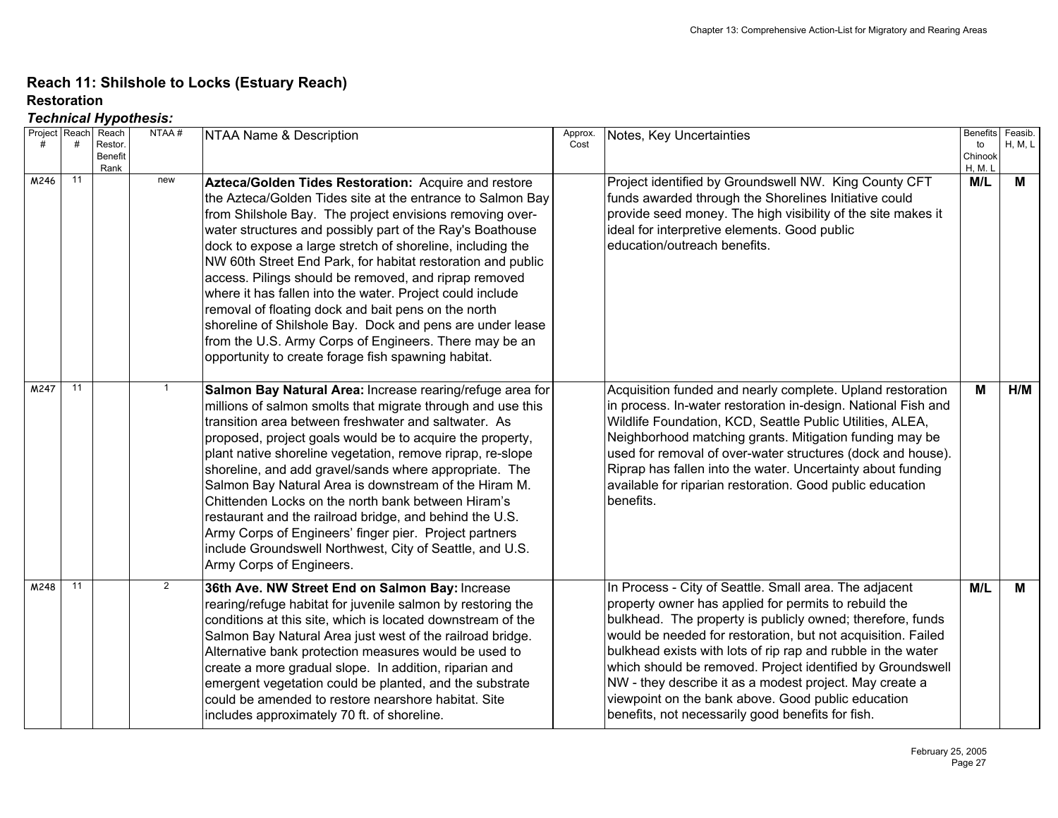## Reach 11: Shilshole to Locks (Estuary Reach)

### Restoration

***Technical Hypothesis:***

| Project # | Reach # | Reach Restor. Benefit Rank | NTAA # | NTAA Name & Description | Approx. Cost | Notes, Key Uncertainties | Benefits to Chinook H, M, L | Feasib. H, M, L |
|---|---|---|---|---|---|---|---|---|
| M246 | 11 | | new | **Azteca/Golden Tides Restoration:** Acquire and restore the Azteca/Golden Tides site at the entrance to Salmon Bay from Shilshole Bay. The project envisions removing over-water structures and possibly part of the Ray's Boathouse dock to expose a large stretch of shoreline, including the NW 60th Street End Park, for habitat restoration and public access. Pilings should be removed, and riprap removed where it has fallen into the water. Project could include removal of floating dock and bait pens on the north shoreline of Shilshole Bay. Dock and pens are under lease from the U.S. Army Corps of Engineers. There may be an opportunity to create forage fish spawning habitat. | | Project identified by Groundswell NW. King County CFT funds awarded through the Shorelines Initiative could provide seed money. The high visibility of the site makes it ideal for interpretive elements. Good public education/outreach benefits. | **M/L** | **M** |
| M247 | 11 | | 1 | **Salmon Bay Natural Area:** Increase rearing/refuge area for millions of salmon smolts that migrate through and use this transition area between freshwater and saltwater. As proposed, project goals would be to acquire the property, plant native shoreline vegetation, remove riprap, re-slope shoreline, and add gravel/sands where appropriate. The Salmon Bay Natural Area is downstream of the Hiram M. Chittenden Locks on the north bank between Hiram's restaurant and the railroad bridge, and behind the U.S. Army Corps of Engineers' finger pier. Project partners include Groundswell Northwest, City of Seattle, and U.S. Army Corps of Engineers. | | Acquisition funded and nearly complete. Upland restoration in process. In-water restoration in-design. National Fish and Wildlife Foundation, KCD, Seattle Public Utilities, ALEA, Neighborhood matching grants. Mitigation funding may be used for removal of over-water structures (dock and house). Riprap has fallen into the water. Uncertainty about funding available for riparian restoration. Good public education benefits. | **M** | **H/M** |
| M248 | 11 | | 2 | **36th Ave. NW Street End on Salmon Bay:** Increase rearing/refuge habitat for juvenile salmon by restoring the conditions at this site, which is located downstream of the Salmon Bay Natural Area just west of the railroad bridge. Alternative bank protection measures would be used to create a more gradual slope. In addition, riparian and emergent vegetation could be planted, and the substrate could be amended to restore nearshore habitat. Site includes approximately 70 ft. of shoreline. | | In Process - City of Seattle. Small area. The adjacent property owner has applied for permits to rebuild the bulkhead. The property is publicly owned; therefore, funds would be needed for restoration, but not acquisition. Failed bulkhead exists with lots of rip rap and rubble in the water which should be removed. Project identified by Groundswell NW - they describe it as a modest project. May create a viewpoint on the bank above. Good public education benefits, not necessarily good benefits for fish. | **M/L** | **M** |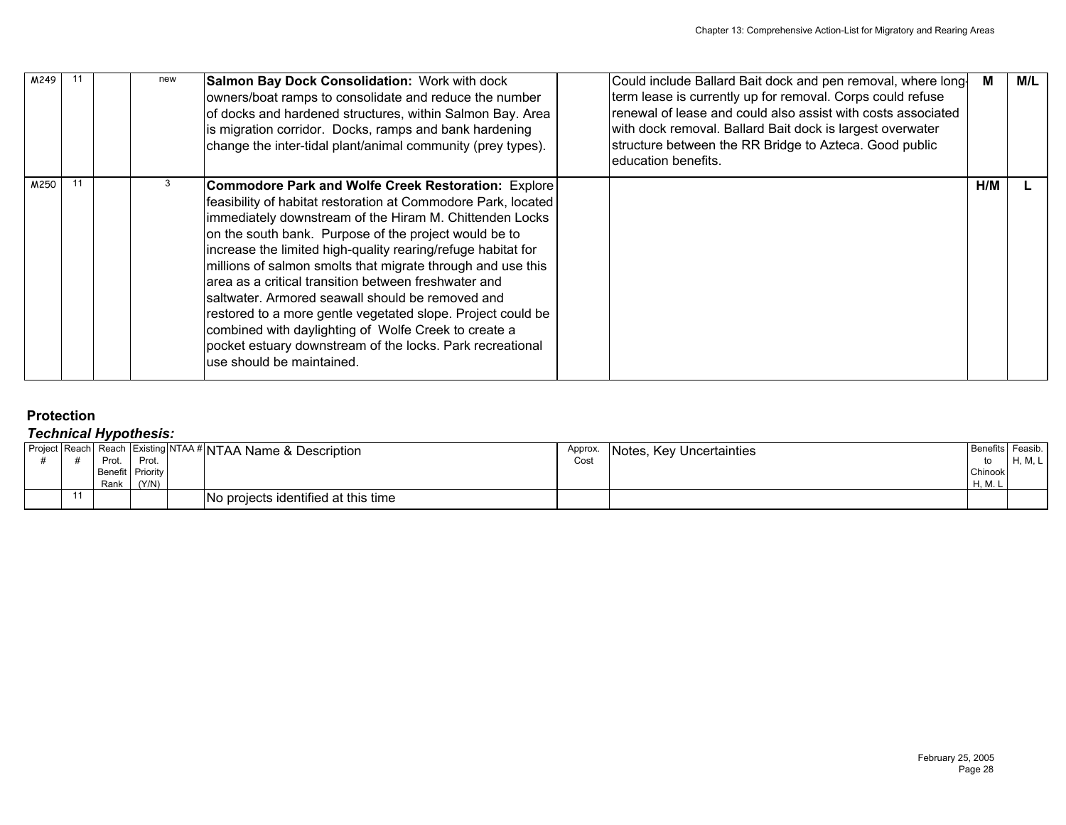| | | | | | | | | |
|---|---|---|---|---|---|---|---|---|
| M249 | 11 | | new | **Salmon Bay Dock Consolidation:** Work with dock owners/boat ramps to consolidate and reduce the number of docks and hardened structures, within Salmon Bay. Area is migration corridor. Docks, ramps and bank hardening change the inter-tidal plant/animal community (prey types). | | Could include Ballard Bait dock and pen removal, where long-term lease is currently up for removal. Corps could refuse renewal of lease and could also assist with costs associated with dock removal. Ballard Bait dock is largest overwater structure between the RR Bridge to Azteca. Good public education benefits. | **M** | **M/L** |
| M250 | 11 | | 3 | **Commodore Park and Wolfe Creek Restoration:** Explore feasibility of habitat restoration at Commodore Park, located immediately downstream of the Hiram M. Chittenden Locks on the south bank. Purpose of the project would be to increase the limited high-quality rearing/refuge habitat for millions of salmon smolts that migrate through and use this area as a critical transition between freshwater and saltwater. Armored seawall should be removed and restored to a more gentle vegetated slope. Project could be combined with daylighting of Wolfe Creek to create a pocket estuary downstream of the locks. Park recreational use should be maintained. | | | **H/M** | **L** |

**Protection**

***Technical Hypothesis:***

| Project # | Reach # | Reach Prot. Benefit Rank | Existing Prot. Priority (Y/N) | NTAA # | NTAA Name & Description | Approx. Cost | Notes, Key Uncertainties | Benefits to Chinook H, M, L | Feasib. H, M, L |
|---|---|---|---|---|---|---|---|---|---|
| | 11 | | | | No projects identified at this time | | | | |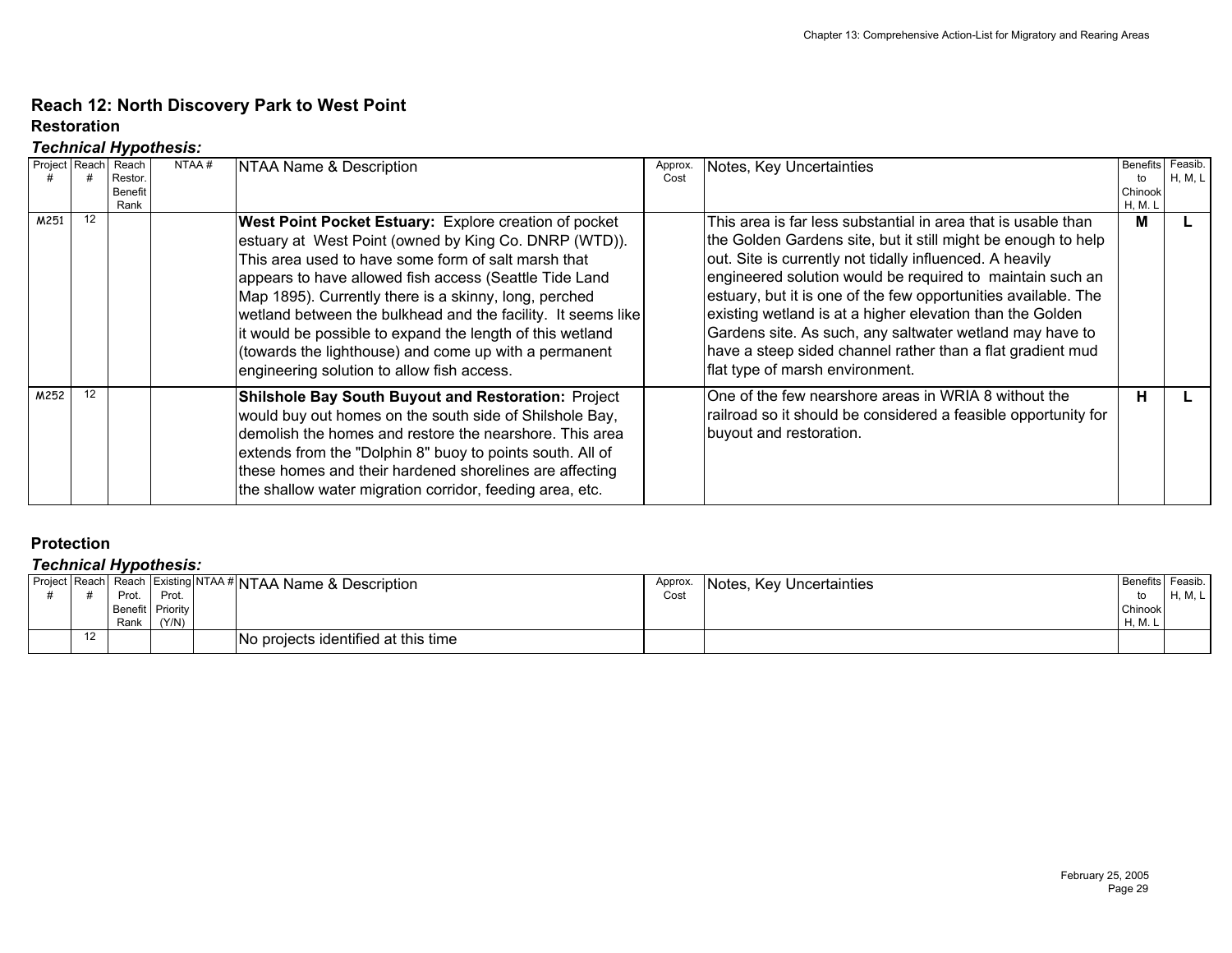## Reach 12: North Discovery Park to West Point

### Restoration

***Technical Hypothesis:***

| Project # | Reach # | Reach Restor. Benefit Rank | NTAA # | NTAA Name & Description | Approx. Cost | Notes, Key Uncertainties | Benefits to Chinook H, M, L | Feasib. H, M, L |
|---|---|---|---|---|---|---|---|---|
| M251 | 12 | | | **West Point Pocket Estuary:** Explore creation of pocket estuary at West Point (owned by King Co. DNRP (WTD)). This area used to have some form of salt marsh that appears to have allowed fish access (Seattle Tide Land Map 1895). Currently there is a skinny, long, perched wetland between the bulkhead and the facility. It seems like it would be possible to expand the length of this wetland (towards the lighthouse) and come up with a permanent engineering solution to allow fish access. | | This area is far less substantial in area that is usable than the Golden Gardens site, but it still might be enough to help out. Site is currently not tidally influenced. A heavily engineered solution would be required to maintain such an estuary, but it is one of the few opportunities available. The existing wetland is at a higher elevation than the Golden Gardens site. As such, any saltwater wetland may have to have a steep sided channel rather than a flat gradient mud flat type of marsh environment. | **M** | **L** |
| M252 | 12 | | | **Shilshole Bay South Buyout and Restoration:** Project would buy out homes on the south side of Shilshole Bay, demolish the homes and restore the nearshore. This area extends from the "Dolphin 8" buoy to points south. All of these homes and their hardened shorelines are affecting the shallow water migration corridor, feeding area, etc. | | One of the few nearshore areas in WRIA 8 without the railroad so it should be considered a feasible opportunity for buyout and restoration. | **H** | **L** |

### Protection

***Technical Hypothesis:***

| Project # | Reach # | Reach Prot. Benefit Rank | Existing Prot. Priority (Y/N) | NTAA # | NTAA Name & Description | Approx. Cost | Notes, Key Uncertainties | Benefits to Chinook H, M, L | Feasib. H, M, L |
|---|---|---|---|---|---|---|---|---|---|
| | 12 | | | | No projects identified at this time | | | | |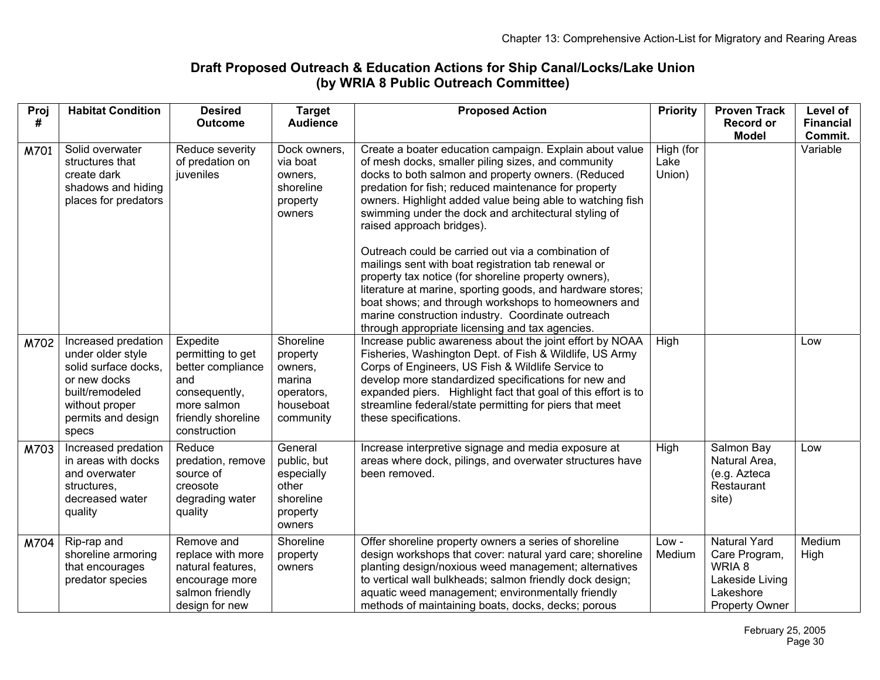## Draft Proposed Outreach & Education Actions for Ship Canal/Locks/Lake Union (by WRIA 8 Public Outreach Committee)

| Proj # | Habitat Condition | Desired Outcome | Target Audience | Proposed Action | Priority | Proven Track Record or Model | Level of Financial Commit. |
|---|---|---|---|---|---|---|---|
| M701 | Solid overwater structures that create dark shadows and hiding places for predators | Reduce severity of predation on juveniles | Dock owners, via boat owners, shoreline property owners | Create a boater education campaign. Explain about value of mesh docks, smaller piling sizes, and community docks to both salmon and property owners. (Reduced predation for fish; reduced maintenance for property owners. Highlight added value being able to watching fish swimming under the dock and architectural styling of raised approach bridges).<br><br>Outreach could be carried out via a combination of mailings sent with boat registration tab renewal or property tax notice (for shoreline property owners), literature at marine, sporting goods, and hardware stores; boat shows; and through workshops to homeowners and marine construction industry. Coordinate outreach through appropriate licensing and tax agencies. | High (for Lake Union) | | Variable |
| M702 | Increased predation under older style solid surface docks, or new docks built/remodeled without proper permits and design specs | Expedite permitting to get better compliance and consequently, more salmon friendly shoreline construction | Shoreline property owners, marina operators, houseboat community | Increase public awareness about the joint effort by NOAA Fisheries, Washington Dept. of Fish & Wildlife, US Army Corps of Engineers, US Fish & Wildlife Service to develop more standardized specifications for new and expanded piers. Highlight fact that goal of this effort is to streamline federal/state permitting for piers that meet these specifications. | High | | Low |
| M703 | Increased predation in areas with docks and overwater structures, decreased water quality | Reduce predation, remove source of creosote degrading water quality | General public, but especially other shoreline property owners | Increase interpretive signage and media exposure at areas where dock, pilings, and overwater structures have been removed. | High | Salmon Bay Natural Area, (e.g. Azteca Restaurant site) | Low |
| M704 | Rip-rap and shoreline armoring that encourages predator species | Remove and replace with more natural features, encourage more salmon friendly design for new | Shoreline property owners | Offer shoreline property owners a series of shoreline design workshops that cover: natural yard care; shoreline planting design/noxious weed management; alternatives to vertical wall bulkheads; salmon friendly dock design; aquatic weed management; environmentally friendly methods of maintaining boats, docks, decks; porous | Low - Medium | Natural Yard Care Program, WRIA 8 Lakeside Living Lakeshore Property Owner | Medium High |

February 25, 2005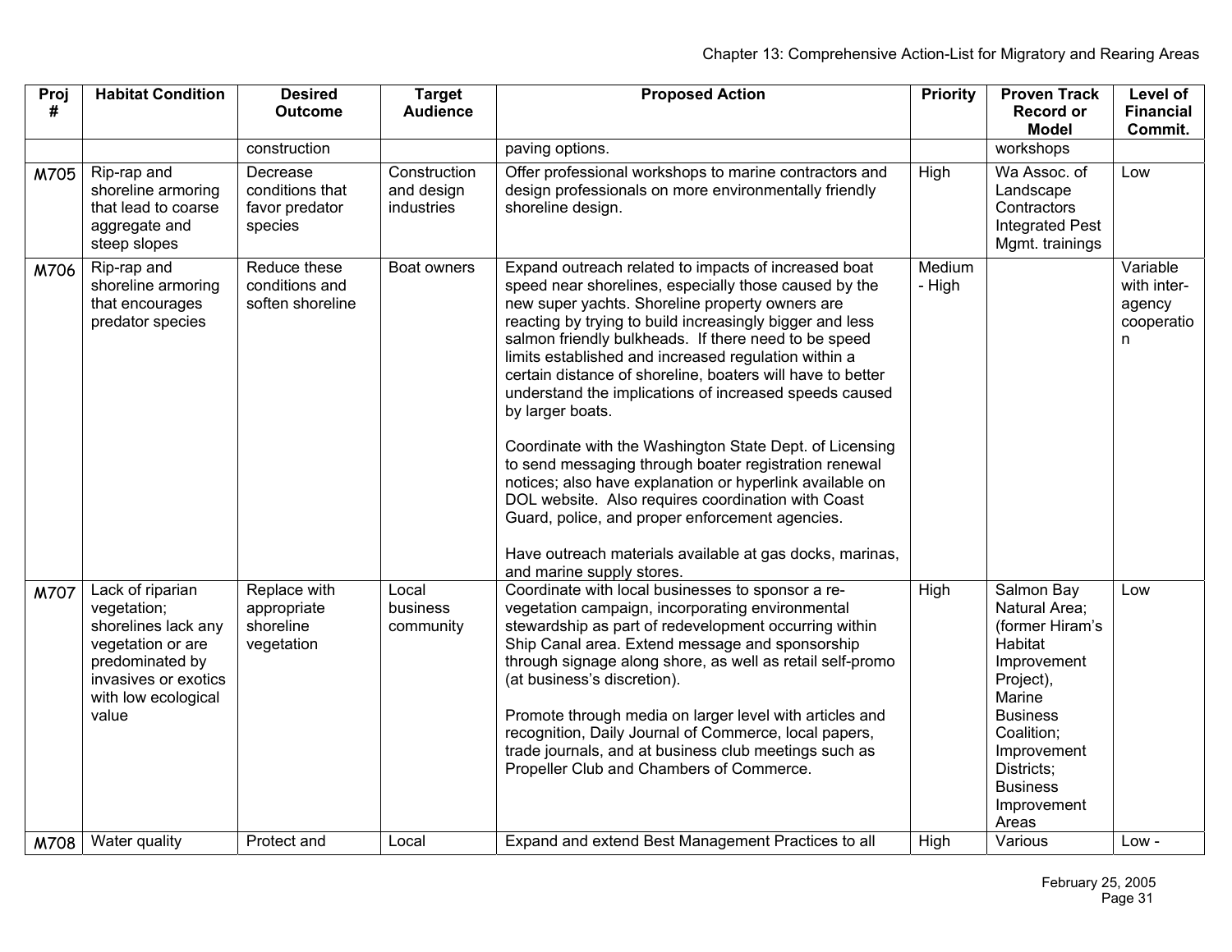| Proj # | Habitat Condition | Desired Outcome | Target Audience | Proposed Action | Priority | Proven Track Record or Model | Level of Financial Commit. |
|---|---|---|---|---|---|---|---|
| | | construction | | paving options. | | workshops | |
| M705 | Rip-rap and shoreline armoring that lead to coarse aggregate and steep slopes | Decrease conditions that favor predator species | Construction and design industries | Offer professional workshops to marine contractors and design professionals on more environmentally friendly shoreline design. | High | Wa Assoc. of Landscape Contractors Integrated Pest Mgmt. trainings | Low |
| M706 | Rip-rap and shoreline armoring that encourages predator species | Reduce these conditions and soften shoreline | Boat owners | Expand outreach related to impacts of increased boat speed near shorelines, especially those caused by the new super yachts. Shoreline property owners are reacting by trying to build increasingly bigger and less salmon friendly bulkheads. If there need to be speed limits established and increased regulation within a certain distance of shoreline, boaters will have to better understand the implications of increased speeds caused by larger boats.<br><br>Coordinate with the Washington State Dept. of Licensing to send messaging through boater registration renewal notices; also have explanation or hyperlink available on DOL website. Also requires coordination with Coast Guard, police, and proper enforcement agencies.<br><br>Have outreach materials available at gas docks, marinas, and marine supply stores. | Medium - High | | Variable with inter-agency cooperation |
| M707 | Lack of riparian vegetation; shorelines lack any vegetation or are predominated by invasives or exotics with low ecological value | Replace with appropriate shoreline vegetation | Local business community | Coordinate with local businesses to sponsor a re-vegetation campaign, incorporating environmental stewardship as part of redevelopment occurring within Ship Canal area. Extend message and sponsorship through signage along shore, as well as retail self-promo (at business's discretion).<br><br>Promote through media on larger level with articles and recognition, Daily Journal of Commerce, local papers, trade journals, and at business club meetings such as Propeller Club and Chambers of Commerce. | High | Salmon Bay Natural Area; (former Hiram's Habitat Improvement Project), Marine Business Coalition; Improvement Districts; Business Improvement Areas | Low |
| M708 | Water quality | Protect and | Local | Expand and extend Best Management Practices to all | High | Various | Low - |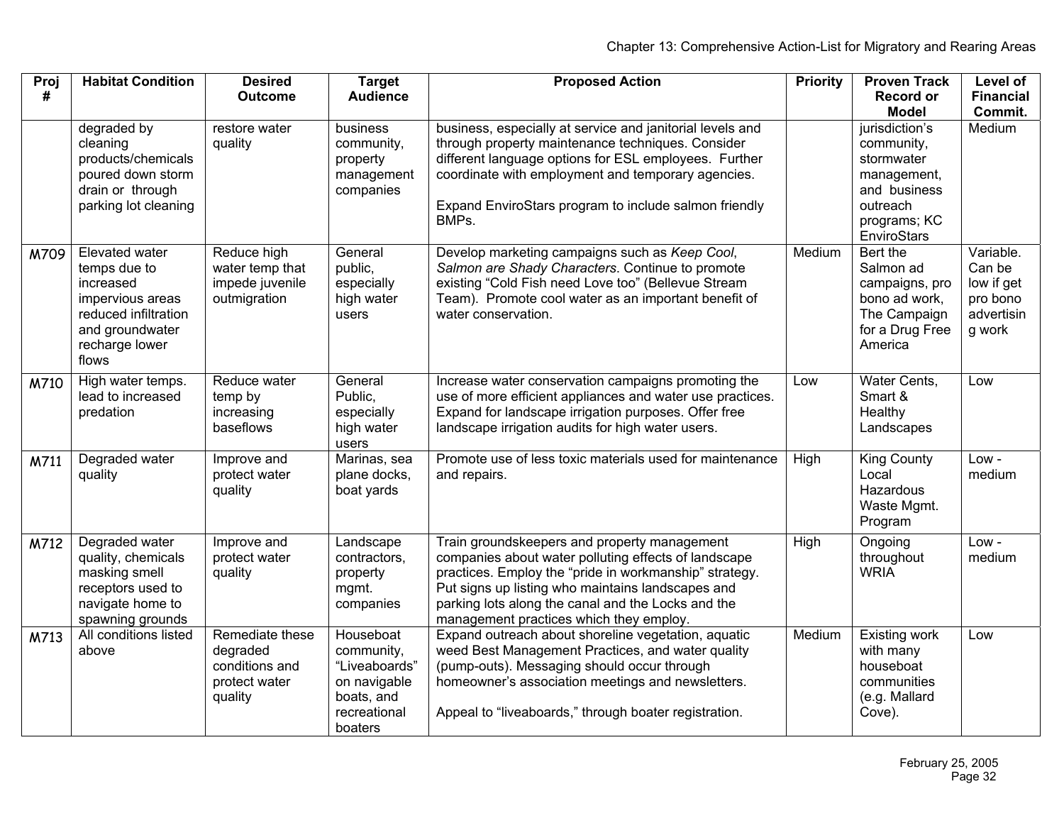| Proj # | Habitat Condition | Desired Outcome | Target Audience | Proposed Action | Priority | Proven Track Record or Model | Level of Financial Commit. |
|---|---|---|---|---|---|---|---|
| | degraded by cleaning products/chemicals poured down storm drain or through parking lot cleaning | restore water quality | business community, property management companies | business, especially at service and janitorial levels and through property maintenance techniques. Consider different language options for ESL employees. Further coordinate with employment and temporary agencies.<br><br>Expand EnviroStars program to include salmon friendly BMPs. | | jurisdiction's community, stormwater management, and business outreach programs; KC EnviroStars | Medium |
| M709 | Elevated water temps due to increased impervious areas reduced infiltration and groundwater recharge lower flows | Reduce high water temp that impede juvenile outmigration | General public, especially high water users | Develop marketing campaigns such as *Keep Cool, Salmon are Shady Characters*. Continue to promote existing "Cold Fish need Love too" (Bellevue Stream Team). Promote cool water as an important benefit of water conservation. | Medium | Bert the Salmon ad campaigns, pro bono ad work, The Campaign for a Drug Free America | Variable. Can be low if get pro bono advertising work |
| M710 | High water temps. lead to increased predation | Reduce water temp by increasing baseflows | General Public, especially high water users | Increase water conservation campaigns promoting the use of more efficient appliances and water use practices. Expand for landscape irrigation purposes. Offer free landscape irrigation audits for high water users. | Low | Water Cents, Smart & Healthy Landscapes | Low |
| M711 | Degraded water quality | Improve and protect water quality | Marinas, sea plane docks, boat yards | Promote use of less toxic materials used for maintenance and repairs. | High | King County Local Hazardous Waste Mgmt. Program | Low - medium |
| M712 | Degraded water quality, chemicals masking smell receptors used to navigate home to spawning grounds | Improve and protect water quality | Landscape contractors, property mgmt. companies | Train groundskeepers and property management companies about water polluting effects of landscape practices. Employ the "pride in workmanship" strategy. Put signs up listing who maintains landscapes and parking lots along the canal and the Locks and the management practices which they employ. | High | Ongoing throughout WRIA | Low - medium |
| M713 | All conditions listed above | Remediate these degraded conditions and protect water quality | Houseboat community, "Liveaboards" on navigable boats, and recreational boaters | Expand outreach about shoreline vegetation, aquatic weed Best Management Practices, and water quality (pump-outs). Messaging should occur through homeowner's association meetings and newsletters.<br><br>Appeal to "liveaboards," through boater registration. | Medium | Existing work with many houseboat communities (e.g. Mallard Cove). | Low |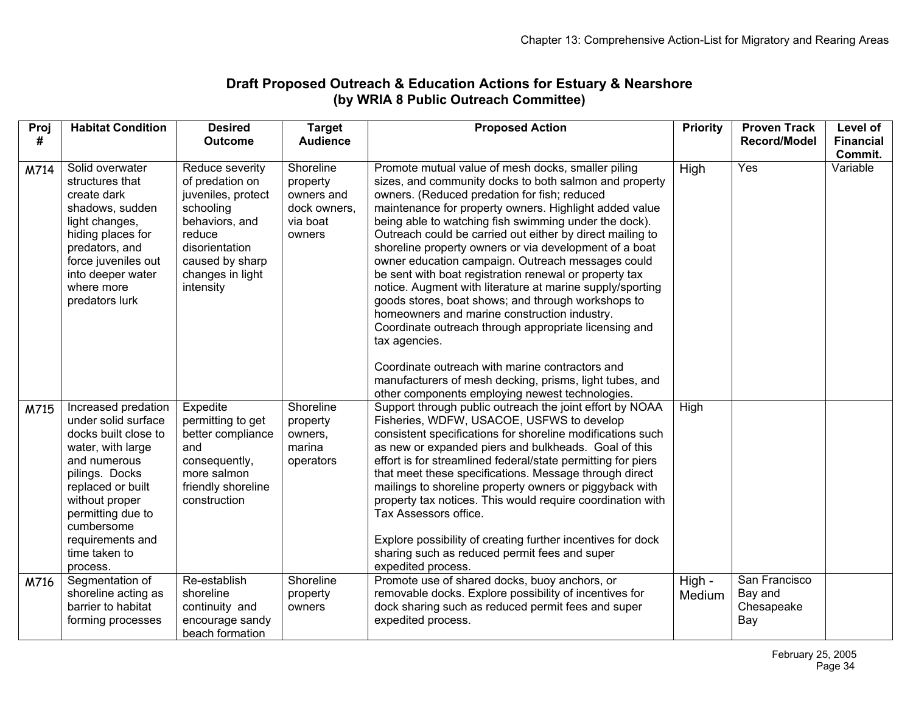## Draft Proposed Outreach & Education Actions for Estuary & Nearshore (by WRIA 8 Public Outreach Committee)

| Proj # | Habitat Condition | Desired Outcome | Target Audience | Proposed Action | Priority | Proven Track Record/Model | Level of Financial Commit. |
|---|---|---|---|---|---|---|---|
| M714 | Solid overwater structures that create dark shadows, sudden light changes, hiding places for predators, and force juveniles out into deeper water where more predators lurk | Reduce severity of predation on juveniles, protect schooling behaviors, and reduce disorientation caused by sharp changes in light intensity | Shoreline property owners and dock owners, via boat owners | Promote mutual value of mesh docks, smaller piling sizes, and community docks to both salmon and property owners. (Reduced predation for fish; reduced maintenance for property owners. Highlight added value being able to watching fish swimming under the dock). Outreach could be carried out either by direct mailing to shoreline property owners or via development of a boat owner education campaign. Outreach messages could be sent with boat registration renewal or property tax notice. Augment with literature at marine supply/sporting goods stores, boat shows; and through workshops to homeowners and marine construction industry. Coordinate outreach through appropriate licensing and tax agencies.<br><br>Coordinate outreach with marine contractors and manufacturers of mesh decking, prisms, light tubes, and other components employing newest technologies. | High | Yes | Variable |
| M715 | Increased predation under solid surface docks built close to water, with large and numerous pilings. Docks replaced or built without proper permitting due to cumbersome requirements and time taken to process. | Expedite permitting to get better compliance and consequently, more salmon friendly shoreline construction | Shoreline property owners, marina operators | Support through public outreach the joint effort by NOAA Fisheries, WDFW, USACOE, USFWS to develop consistent specifications for shoreline modifications such as new or expanded piers and bulkheads. Goal of this effort is for streamlined federal/state permitting for piers that meet these specifications. Message through direct mailings to shoreline property owners or piggyback with property tax notices. This would require coordination with Tax Assessors office.<br><br>Explore possibility of creating further incentives for dock sharing such as reduced permit fees and super expedited process. | High | | |
| M716 | Segmentation of shoreline acting as barrier to habitat forming processes | Re-establish shoreline continuity and encourage sandy beach formation | Shoreline property owners | Promote use of shared docks, buoy anchors, or removable docks. Explore possibility of incentives for dock sharing such as reduced permit fees and super expedited process. | High - Medium | San Francisco Bay and Chesapeake Bay | |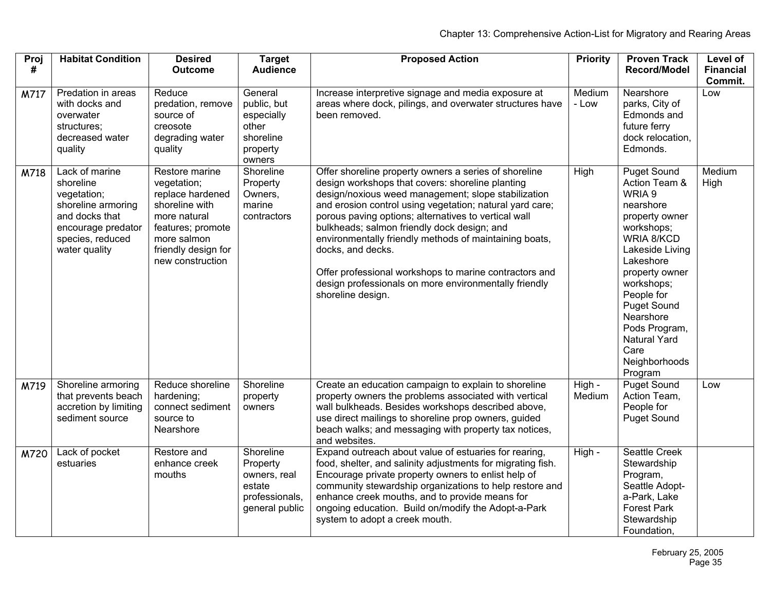| Proj # | Habitat Condition | Desired Outcome | Target Audience | Proposed Action | Priority | Proven Track Record/Model | Level of Financial Commit. |
|---|---|---|---|---|---|---|---|
| M717 | Predation in areas with docks and overwater structures; decreased water quality | Reduce predation, remove source of creosote degrading water quality | General public, but especially other shoreline property owners | Increase interpretive signage and media exposure at areas where dock, pilings, and overwater structures have been removed. | Medium - Low | Nearshore parks, City of Edmonds and future ferry dock relocation, Edmonds. | Low |
| M718 | Lack of marine shoreline vegetation; shoreline armoring and docks that encourage predator species, reduced water quality | Restore marine vegetation; replace hardened shoreline with more natural features; promote more salmon friendly design for new construction | Shoreline Property Owners, marine contractors | Offer shoreline property owners a series of shoreline design workshops that covers: shoreline planting design/noxious weed management; slope stabilization and erosion control using vegetation; natural yard care; porous paving options; alternatives to vertical wall bulkheads; salmon friendly dock design; and environmentally friendly methods of maintaining boats, docks, and decks.<br><br>Offer professional workshops to marine contractors and design professionals on more environmentally friendly shoreline design. | High | Puget Sound Action Team & WRIA 9 nearshore property owner workshops; WRIA 8/KCD Lakeside Living Lakeshore property owner workshops; People for Puget Sound Nearshore Pods Program, Natural Yard Care Neighborhoods Program | Medium High |
| M719 | Shoreline armoring that prevents beach accretion by limiting sediment source | Reduce shoreline hardening; connect sediment source to Nearshore | Shoreline property owners | Create an education campaign to explain to shoreline property owners the problems associated with vertical wall bulkheads. Besides workshops described above, use direct mailings to shoreline prop owners, guided beach walks; and messaging with property tax notices, and websites. | High - Medium | Puget Sound Action Team, People for Puget Sound | Low |
| M720 | Lack of pocket estuaries | Restore and enhance creek mouths | Shoreline Property owners, real estate professionals, general public | Expand outreach about value of estuaries for rearing, food, shelter, and salinity adjustments for migrating fish. Encourage private property owners to enlist help of community stewardship organizations to help restore and enhance creek mouths, and to provide means for ongoing education. Build on/modify the Adopt-a-Park system to adopt a creek mouth. | High - | Seattle Creek Stewardship Program, Seattle Adopt-a-Park, Lake Forest Park Stewardship Foundation, | |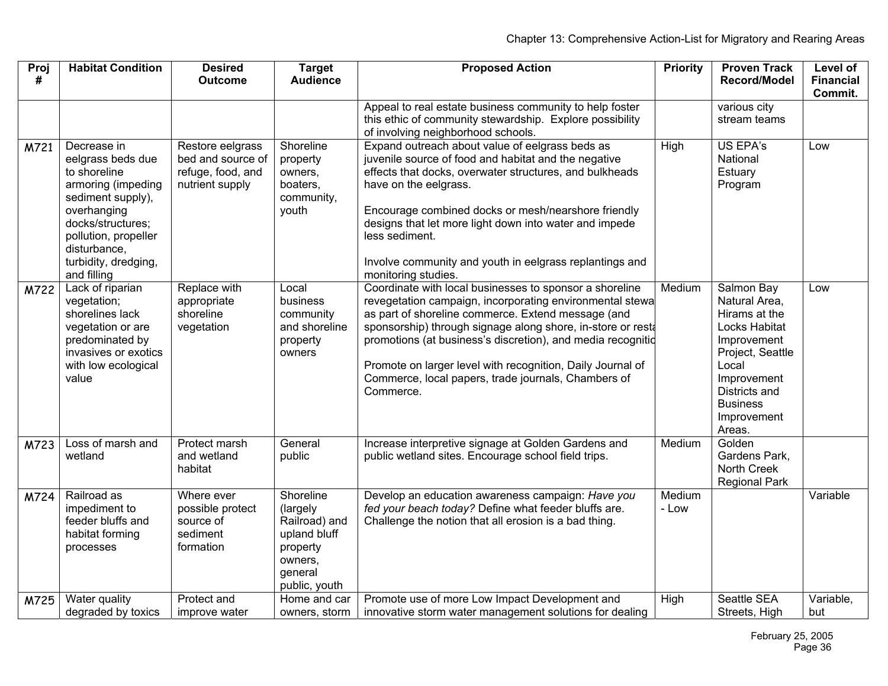| Proj # | Habitat Condition | Desired Outcome | Target Audience | Proposed Action | Priority | Proven Track Record/Model | Level of Financial Commit. |
|---|---|---|---|---|---|---|---|
| | | | | Appeal to real estate business community to help foster this ethic of community stewardship. Explore possibility of involving neighborhood schools. | | various city stream teams | |
| M721 | Decrease in eelgrass beds due to shoreline armoring (impeding sediment supply), overhanging docks/structures; pollution, propeller disturbance, turbidity, dredging, and filling | Restore eelgrass bed and source of refuge, food, and nutrient supply | Shoreline property owners, boaters, community, youth | Expand outreach about value of eelgrass beds as juvenile source of food and habitat and the negative effects that docks, overwater structures, and bulkheads have on the eelgrass.<br><br>Encourage combined docks or mesh/nearshore friendly designs that let more light down into water and impede less sediment.<br><br>Involve community and youth in eelgrass replantings and monitoring studies. | High | US EPA's National Estuary Program | Low |
| M722 | Lack of riparian vegetation; shorelines lack vegetation or are predominated by invasives or exotics with low ecological value | Replace with appropriate shoreline vegetation | Local business community and shoreline property owners | Coordinate with local businesses to sponsor a shoreline revegetation campaign, incorporating environmental stewa as part of shoreline commerce. Extend message (and sponsorship) through signage along shore, in-store or resta promotions (at business's discretion), and media recognitio<br><br>Promote on larger level with recognition, Daily Journal of Commerce, local papers, trade journals, Chambers of Commerce. | Medium | Salmon Bay Natural Area, Hirams at the Locks Habitat Improvement Project, Seattle Local Improvement Districts and Business Improvement Areas. | Low |
| M723 | Loss of marsh and wetland | Protect marsh and wetland habitat | General public | Increase interpretive signage at Golden Gardens and public wetland sites. Encourage school field trips. | Medium | Golden Gardens Park, North Creek Regional Park | |
| M724 | Railroad as impediment to feeder bluffs and habitat forming processes | Where ever possible protect source of sediment formation | Shoreline (largely Railroad) and upland bluff property owners, general public, youth | Develop an education awareness campaign: *Have you fed your beach today?* Define what feeder bluffs are. Challenge the notion that all erosion is a bad thing. | Medium - Low | | Variable |
| M725 | Water quality degraded by toxics | Protect and improve water | Home and car owners, storm | Promote use of more Low Impact Development and innovative storm water management solutions for dealing | High | Seattle SEA Streets, High | Variable, but |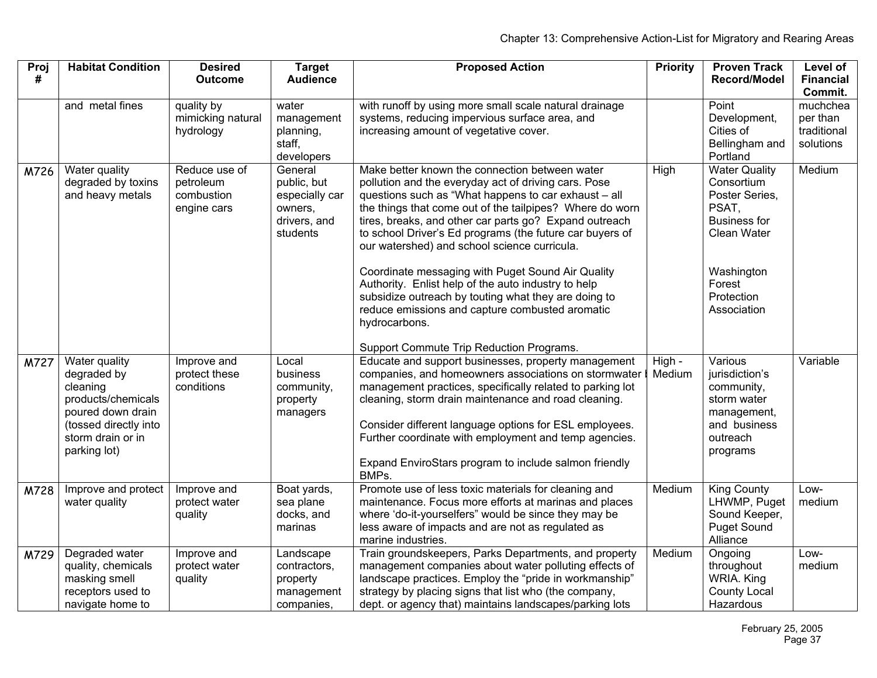| Proj # | Habitat Condition | Desired Outcome | Target Audience | Proposed Action | Priority | Proven Track Record/Model | Level of Financial Commit. |
|---|---|---|---|---|---|---|---|
| | and metal fines | quality by mimicking natural hydrology | water management planning, staff, developers | with runoff by using more small scale natural drainage systems, reducing impervious surface area, and increasing amount of vegetative cover. | | Point Development, Cities of Bellingham and Portland | muchchea per than traditional solutions |
| M726 | Water quality degraded by toxins and heavy metals | Reduce use of petroleum combustion engine cars | General public, but especially car owners, drivers, and students | Make better known the connection between water pollution and the everyday act of driving cars. Pose questions such as "What happens to car exhaust – all the things that come out of the tailpipes? Where do worn tires, breaks, and other car parts go? Expand outreach to school Driver's Ed programs (the future car buyers of our watershed) and school science curricula.<br><br>Coordinate messaging with Puget Sound Air Quality Authority. Enlist help of the auto industry to help subsidize outreach by touting what they are doing to reduce emissions and capture combusted aromatic hydrocarbons.<br><br>Support Commute Trip Reduction Programs. | High | Water Quality Consortium Poster Series, PSAT, Business for Clean Water<br><br>Washington Forest Protection Association | Medium |
| M727 | Water quality degraded by cleaning products/chemicals poured down drain (tossed directly into storm drain or in parking lot) | Improve and protect these conditions | Local business community, property managers | Educate and support businesses, property management companies, and homeowners associations on stormwater management practices, specifically related to parking lot cleaning, storm drain maintenance and road cleaning.<br><br>Consider different language options for ESL employees. Further coordinate with employment and temp agencies.<br><br>Expand EnviroStars program to include salmon friendly BMPs. | High - Medium | Various jurisdiction's community, storm water management, and business outreach programs | Variable |
| M728 | Improve and protect water quality | Improve and protect water quality | Boat yards, sea plane docks, and marinas | Promote use of less toxic materials for cleaning and maintenance. Focus more efforts at marinas and places where 'do-it-yourselfers" would be since they may be less aware of impacts and are not as regulated as marine industries. | Medium | King County LHWMP, Puget Sound Keeper, Puget Sound Alliance | Low-medium |
| M729 | Degraded water quality, chemicals masking smell receptors used to navigate home to | Improve and protect water quality | Landscape contractors, property management companies, | Train groundskeepers, Parks Departments, and property management companies about water polluting effects of landscape practices. Employ the "pride in workmanship" strategy by placing signs that list who (the company, dept. or agency that) maintains landscapes/parking lots | Medium | Ongoing throughout WRIA. King County Local Hazardous | Low-medium |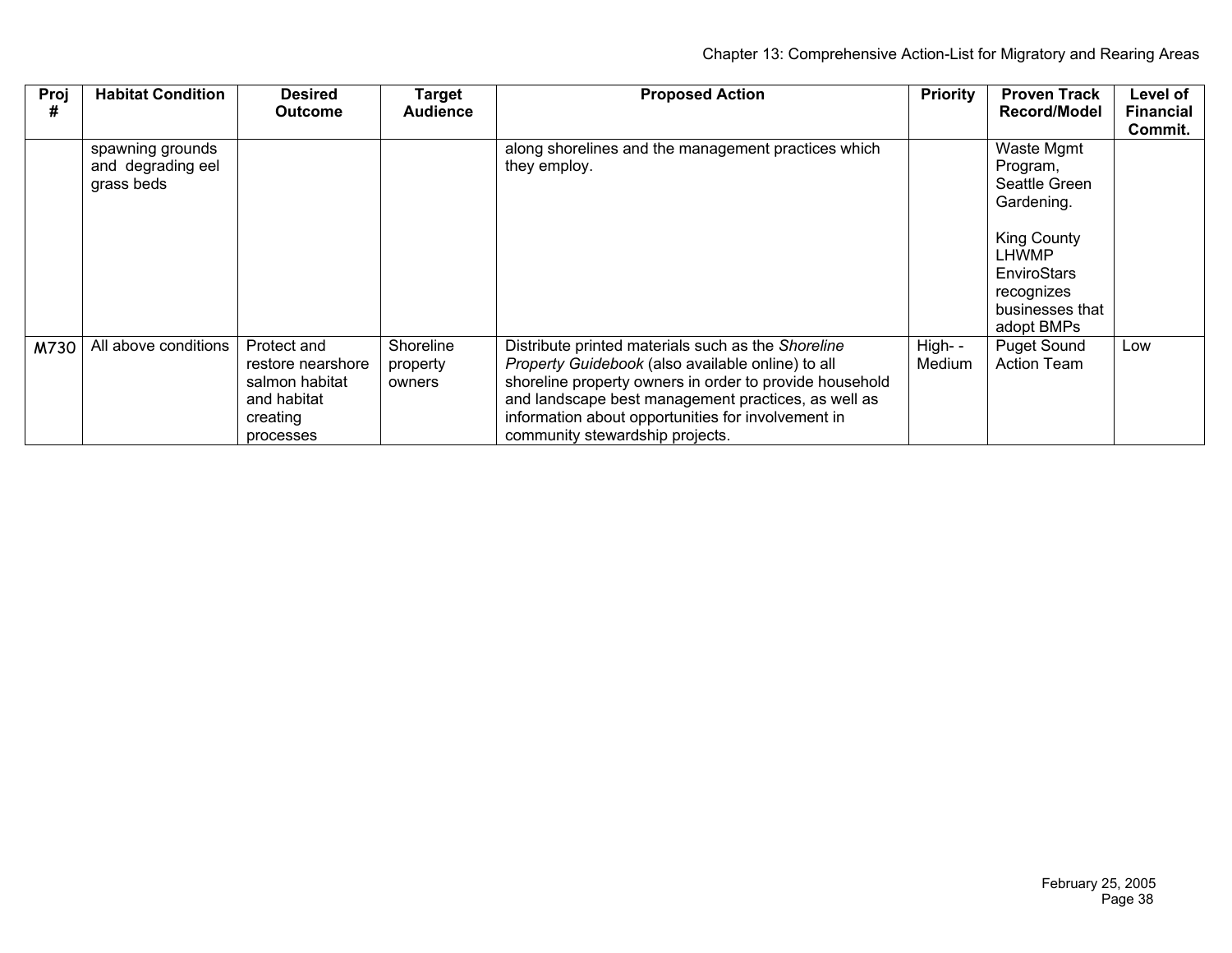| Proj # | Habitat Condition | Desired Outcome | Target Audience | Proposed Action | Priority | Proven Track Record/Model | Level of Financial Commit. |
|---|---|---|---|---|---|---|---|
| | spawning grounds and degrading eel grass beds | | | along shorelines and the management practices which they employ. | | Waste Mgmt Program, Seattle Green Gardening. King County LHWMP EnviroStars recognizes businesses that adopt BMPs | |
| M730 | All above conditions | Protect and restore nearshore salmon habitat and habitat creating processes | Shoreline property owners | Distribute printed materials such as the *Shoreline Property Guidebook* (also available online) to all shoreline property owners in order to provide household and landscape best management practices, as well as information about opportunities for involvement in community stewardship projects. | High- - Medium | Puget Sound Action Team | Low |

February 25, 2005